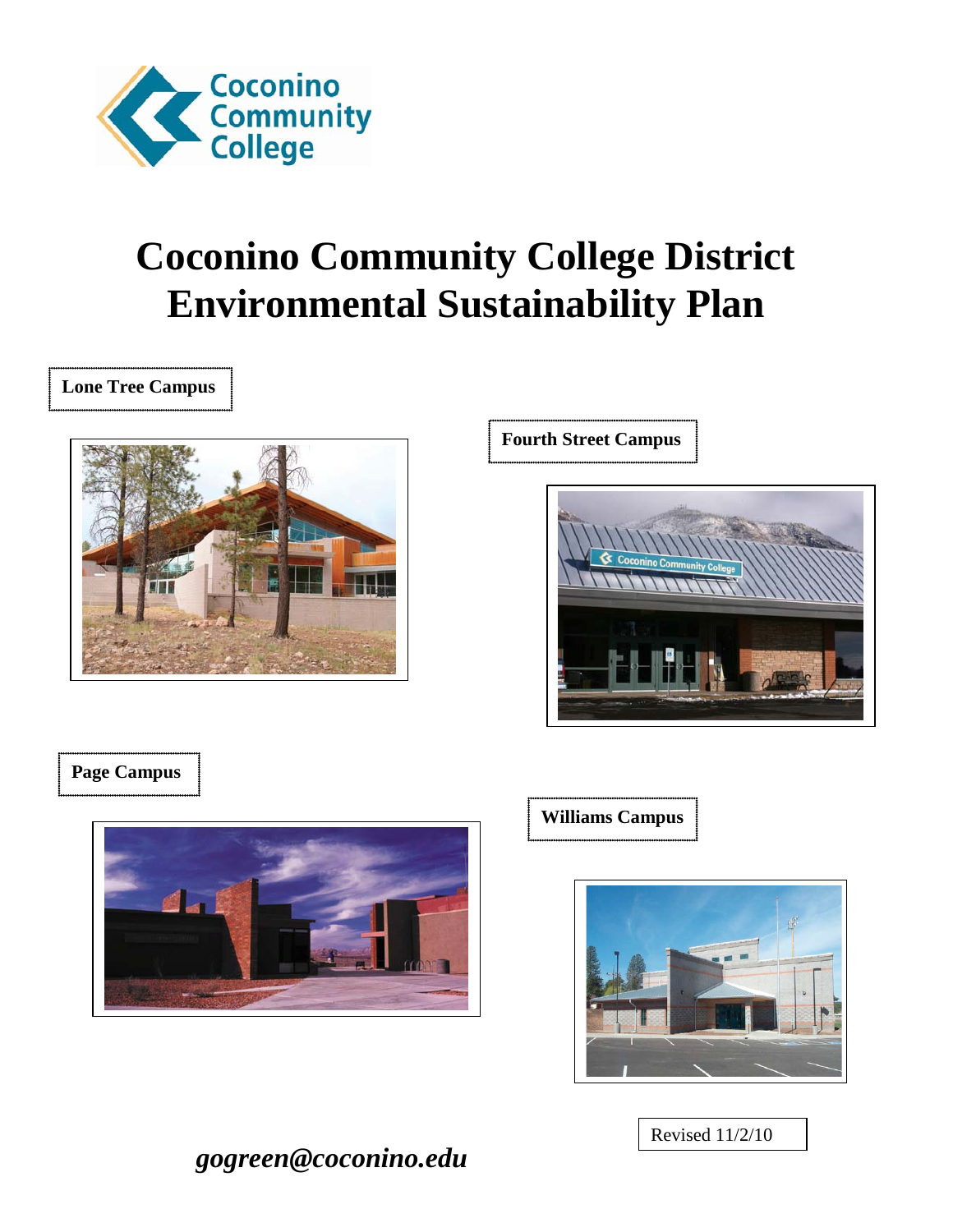Coconino Community College

# Coconino Community College District Environmental Sustainability Plan

**Lone Tree Campus**

**Fourth Street Campus**

**Page Campus**

**Williams Campus**

Revised 11/2/10

***gogreen@coconino.edu***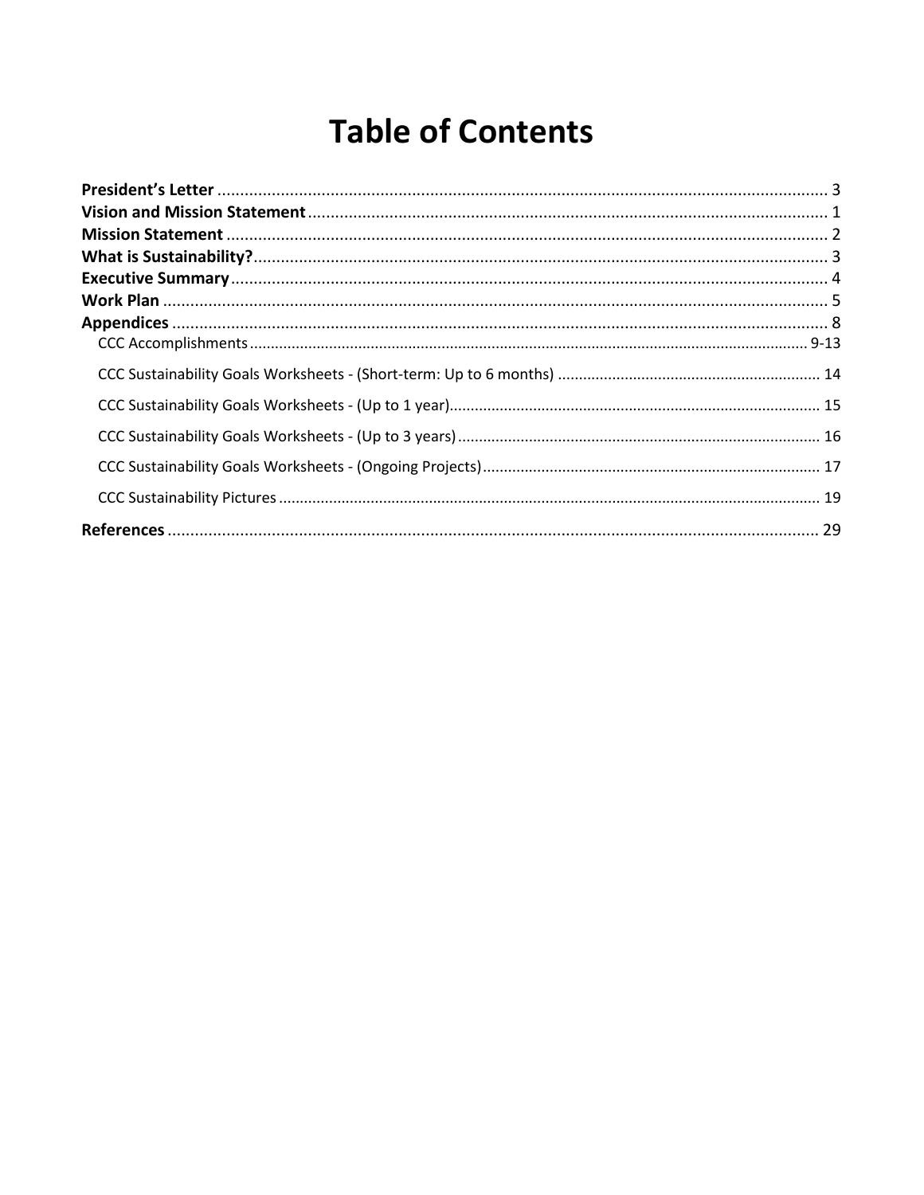# Table of Contents

**President's Letter** ........................................................................................................................ 3
**Vision and Mission Statement** ................................................................................................... 1
**Mission Statement** ..................................................................................................................... 2
**What is Sustainability?** ............................................................................................................... 3
**Executive Summary** .................................................................................................................... 4
**Work Plan** ................................................................................................................................... 5
**Appendices** ................................................................................................................................. 8
CCC Accomplishments ................................................................................................................... 9-13
CCC Sustainability Goals Worksheets - (Short-term: Up to 6 months) .............................................................. 14
CCC Sustainability Goals Worksheets - (Up to 1 year)........................................................................................ 15
CCC Sustainability Goals Worksheets - (Up to 3 years) ...................................................................................... 16
CCC Sustainability Goals Worksheets - (Ongoing Projects) ................................................................................ 17
CCC Sustainability Pictures ................................................................................................................................ 19
**References** ................................................................................................................................. 29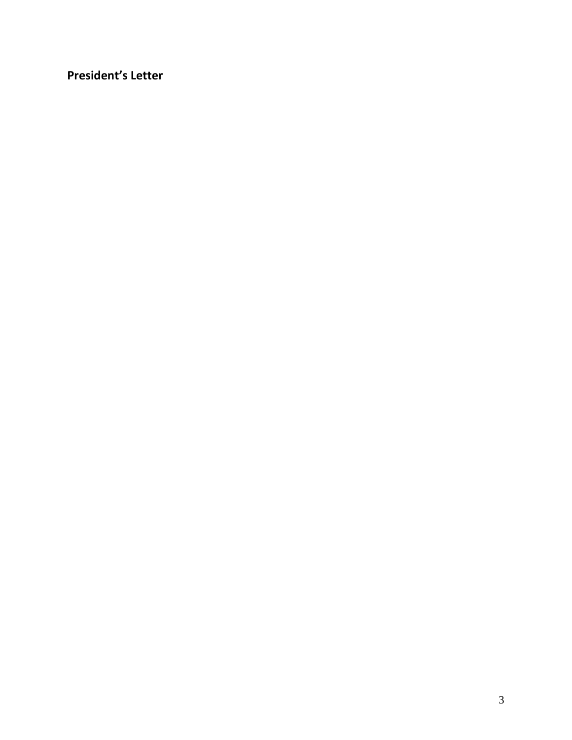**President's Letter**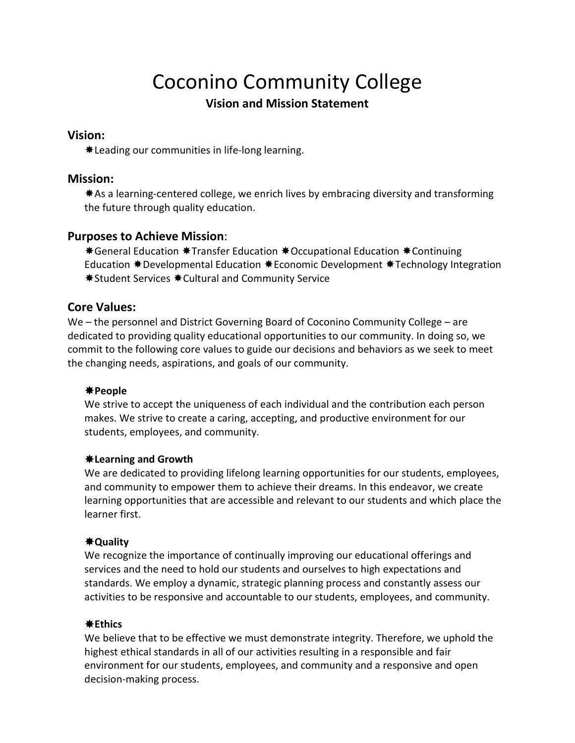# Coconino Community College

**Vision and Mission Statement**

## Vision:

✷Leading our communities in life-long learning.

## Mission:

✷As a learning-centered college, we enrich lives by embracing diversity and transforming the future through quality education.

## Purposes to Achieve Mission:

✷General Education ✷Transfer Education ✷Occupational Education ✷Continuing Education ✷Developmental Education ✷Economic Development ✷Technology Integration ✷Student Services ✷Cultural and Community Service

## Core Values:

We – the personnel and District Governing Board of Coconino Community College – are dedicated to providing quality educational opportunities to our community. In doing so, we commit to the following core values to guide our decisions and behaviors as we seek to meet the changing needs, aspirations, and goals of our community.

**✷People**
We strive to accept the uniqueness of each individual and the contribution each person makes. We strive to create a caring, accepting, and productive environment for our students, employees, and community.

**✷Learning and Growth**
We are dedicated to providing lifelong learning opportunities for our students, employees, and community to empower them to achieve their dreams. In this endeavor, we create learning opportunities that are accessible and relevant to our students and which place the learner first.

**✷Quality**
We recognize the importance of continually improving our educational offerings and services and the need to hold our students and ourselves to high expectations and standards. We employ a dynamic, strategic planning process and constantly assess our activities to be responsive and accountable to our students, employees, and community.

**✷Ethics**
We believe that to be effective we must demonstrate integrity. Therefore, we uphold the highest ethical standards in all of our activities resulting in a responsible and fair environment for our students, employees, and community and a responsive and open decision-making process.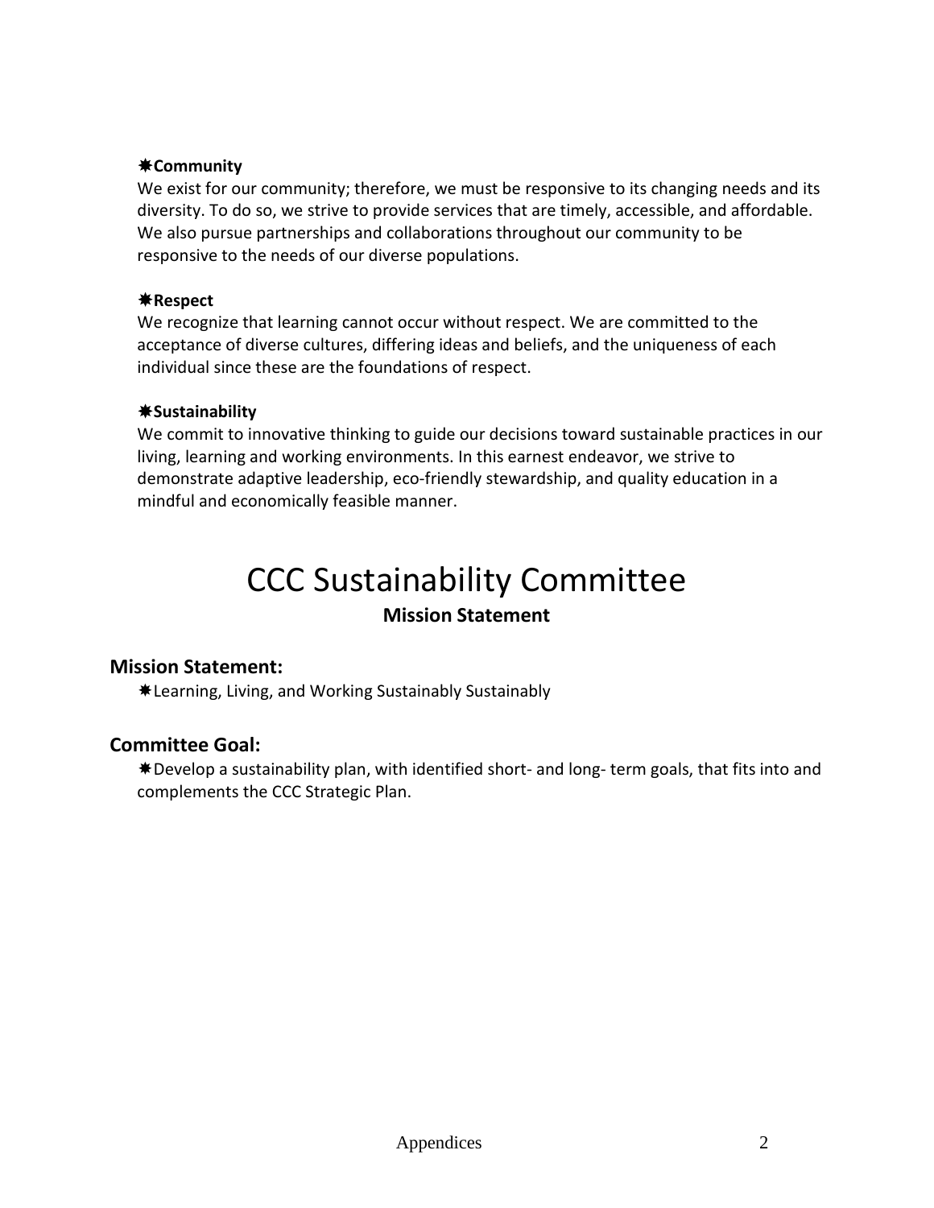✷**Community**

We exist for our community; therefore, we must be responsive to its changing needs and its diversity. To do so, we strive to provide services that are timely, accessible, and affordable. We also pursue partnerships and collaborations throughout our community to be responsive to the needs of our diverse populations.

✷**Respect**

We recognize that learning cannot occur without respect. We are committed to the acceptance of diverse cultures, differing ideas and beliefs, and the uniqueness of each individual since these are the foundations of respect.

✷**Sustainability**

We commit to innovative thinking to guide our decisions toward sustainable practices in our living, learning and working environments. In this earnest endeavor, we strive to demonstrate adaptive leadership, eco-friendly stewardship, and quality education in a mindful and economically feasible manner.

# CCC Sustainability Committee

**Mission Statement**

## Mission Statement:

✷Learning, Living, and Working Sustainably Sustainably

## Committee Goal:

✷Develop a sustainability plan, with identified short- and long- term goals, that fits into and complements the CCC Strategic Plan.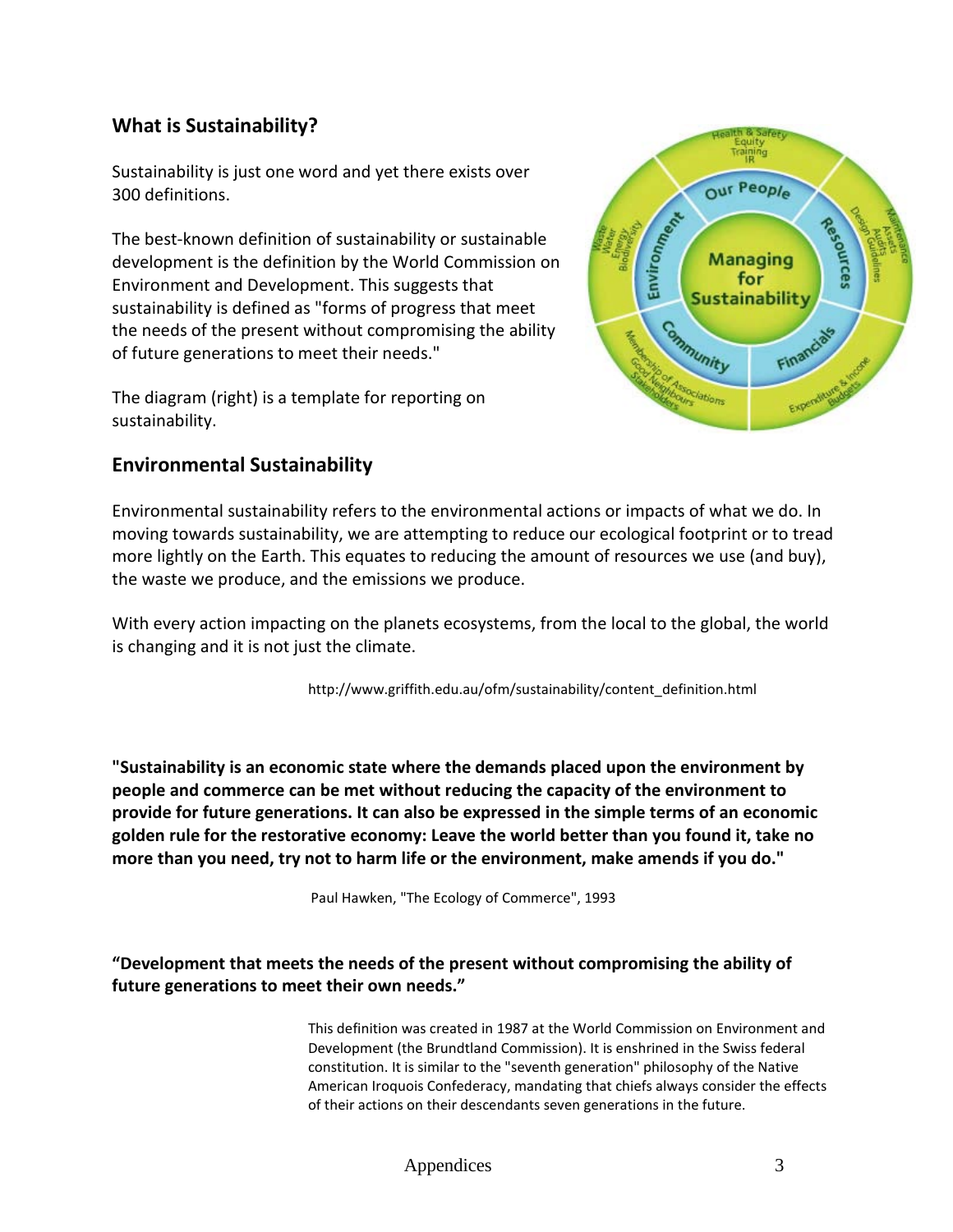## What is Sustainability?

Sustainability is just one word and yet there exists over 300 definitions.

The best-known definition of sustainability or sustainable development is the definition by the World Commission on Environment and Development. This suggests that sustainability is defined as "forms of progress that meet the needs of the present without compromising the ability of future generations to meet their needs."

The diagram (right) is a template for reporting on sustainability.

## Environmental Sustainability

Environmental sustainability refers to the environmental actions or impacts of what we do. In moving towards sustainability, we are attempting to reduce our ecological footprint or to tread more lightly on the Earth. This equates to reducing the amount of resources we use (and buy), the waste we produce, and the emissions we produce.

With every action impacting on the planets ecosystems, from the local to the global, the world is changing and it is not just the climate.

http://www.griffith.edu.au/ofm/sustainability/content_definition.html

**"Sustainability is an economic state where the demands placed upon the environment by people and commerce can be met without reducing the capacity of the environment to provide for future generations. It can also be expressed in the simple terms of an economic golden rule for the restorative economy: Leave the world better than you found it, take no more than you need, try not to harm life or the environment, make amends if you do."**

Paul Hawken, "The Ecology of Commerce", 1993

**"Development that meets the needs of the present without compromising the ability of future generations to meet their own needs."**

This definition was created in 1987 at the World Commission on Environment and Development (the Brundtland Commission). It is enshrined in the Swiss federal constitution. It is similar to the "seventh generation" philosophy of the Native American Iroquois Confederacy, mandating that chiefs always consider the effects of their actions on their descendants seven generations in the future.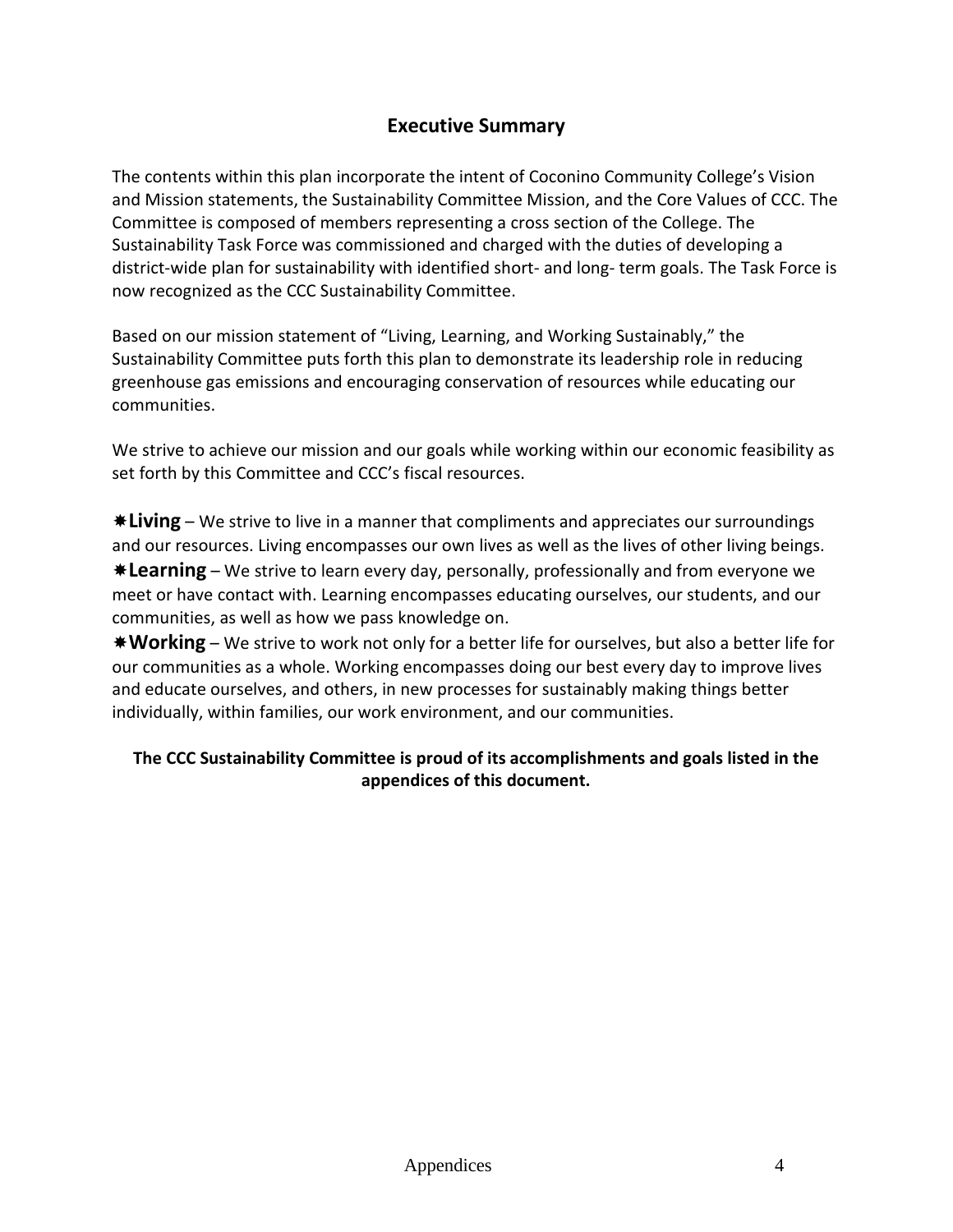## Executive Summary

The contents within this plan incorporate the intent of Coconino Community College's Vision and Mission statements, the Sustainability Committee Mission, and the Core Values of CCC. The Committee is composed of members representing a cross section of the College. The Sustainability Task Force was commissioned and charged with the duties of developing a district-wide plan for sustainability with identified short- and long- term goals. The Task Force is now recognized as the CCC Sustainability Committee.

Based on our mission statement of "Living, Learning, and Working Sustainably," the Sustainability Committee puts forth this plan to demonstrate its leadership role in reducing greenhouse gas emissions and encouraging conservation of resources while educating our communities.

We strive to achieve our mission and our goals while working within our economic feasibility as set forth by this Committee and CCC's fiscal resources.

✸**Living** – We strive to live in a manner that compliments and appreciates our surroundings and our resources. Living encompasses our own lives as well as the lives of other living beings.
✸**Learning** – We strive to learn every day, personally, professionally and from everyone we meet or have contact with. Learning encompasses educating ourselves, our students, and our communities, as well as how we pass knowledge on.
✸**Working** – We strive to work not only for a better life for ourselves, but also a better life for our communities as a whole. Working encompasses doing our best every day to improve lives and educate ourselves, and others, in new processes for sustainably making things better individually, within families, our work environment, and our communities.

**The CCC Sustainability Committee is proud of its accomplishments and goals listed in the appendices of this document.**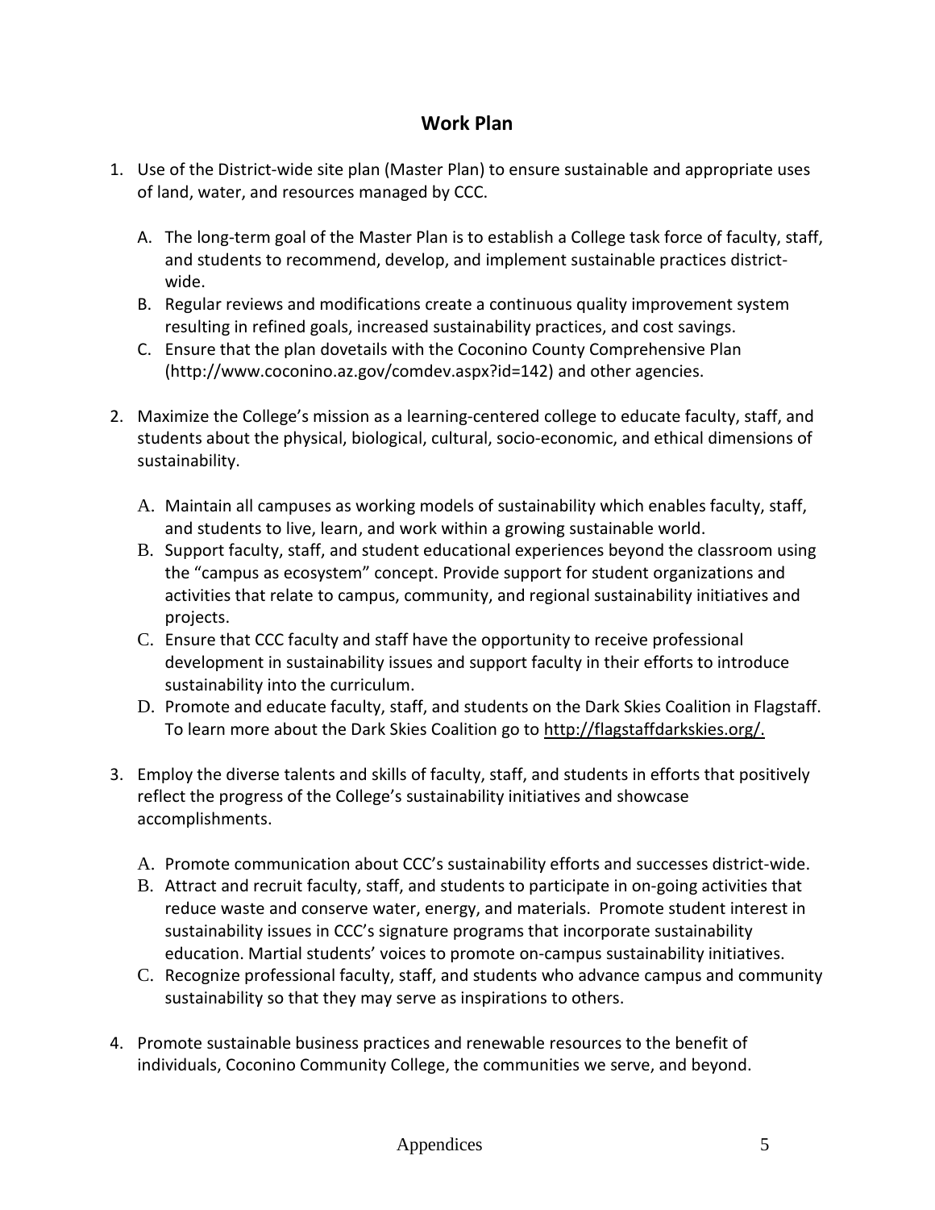## Work Plan

1. Use of the District-wide site plan (Master Plan) to ensure sustainable and appropriate uses of land, water, and resources managed by CCC.

   A. The long-term goal of the Master Plan is to establish a College task force of faculty, staff, and students to recommend, develop, and implement sustainable practices district-wide.

   B. Regular reviews and modifications create a continuous quality improvement system resulting in refined goals, increased sustainability practices, and cost savings.

   C. Ensure that the plan dovetails with the Coconino County Comprehensive Plan (http://www.coconino.az.gov/comdev.aspx?id=142) and other agencies.

2. Maximize the College's mission as a learning-centered college to educate faculty, staff, and students about the physical, biological, cultural, socio-economic, and ethical dimensions of sustainability.

   A. Maintain all campuses as working models of sustainability which enables faculty, staff, and students to live, learn, and work within a growing sustainable world.

   B. Support faculty, staff, and student educational experiences beyond the classroom using the "campus as ecosystem" concept. Provide support for student organizations and activities that relate to campus, community, and regional sustainability initiatives and projects.

   C. Ensure that CCC faculty and staff have the opportunity to receive professional development in sustainability issues and support faculty in their efforts to introduce sustainability into the curriculum.

   D. Promote and educate faculty, staff, and students on the Dark Skies Coalition in Flagstaff. To learn more about the Dark Skies Coalition go to http://flagstaffdarkskies.org/.

3. Employ the diverse talents and skills of faculty, staff, and students in efforts that positively reflect the progress of the College's sustainability initiatives and showcase accomplishments.

   A. Promote communication about CCC's sustainability efforts and successes district-wide.

   B. Attract and recruit faculty, staff, and students to participate in on-going activities that reduce waste and conserve water, energy, and materials. Promote student interest in sustainability issues in CCC's signature programs that incorporate sustainability education. Martial students' voices to promote on-campus sustainability initiatives.

   C. Recognize professional faculty, staff, and students who advance campus and community sustainability so that they may serve as inspirations to others.

4. Promote sustainable business practices and renewable resources to the benefit of individuals, Coconino Community College, the communities we serve, and beyond.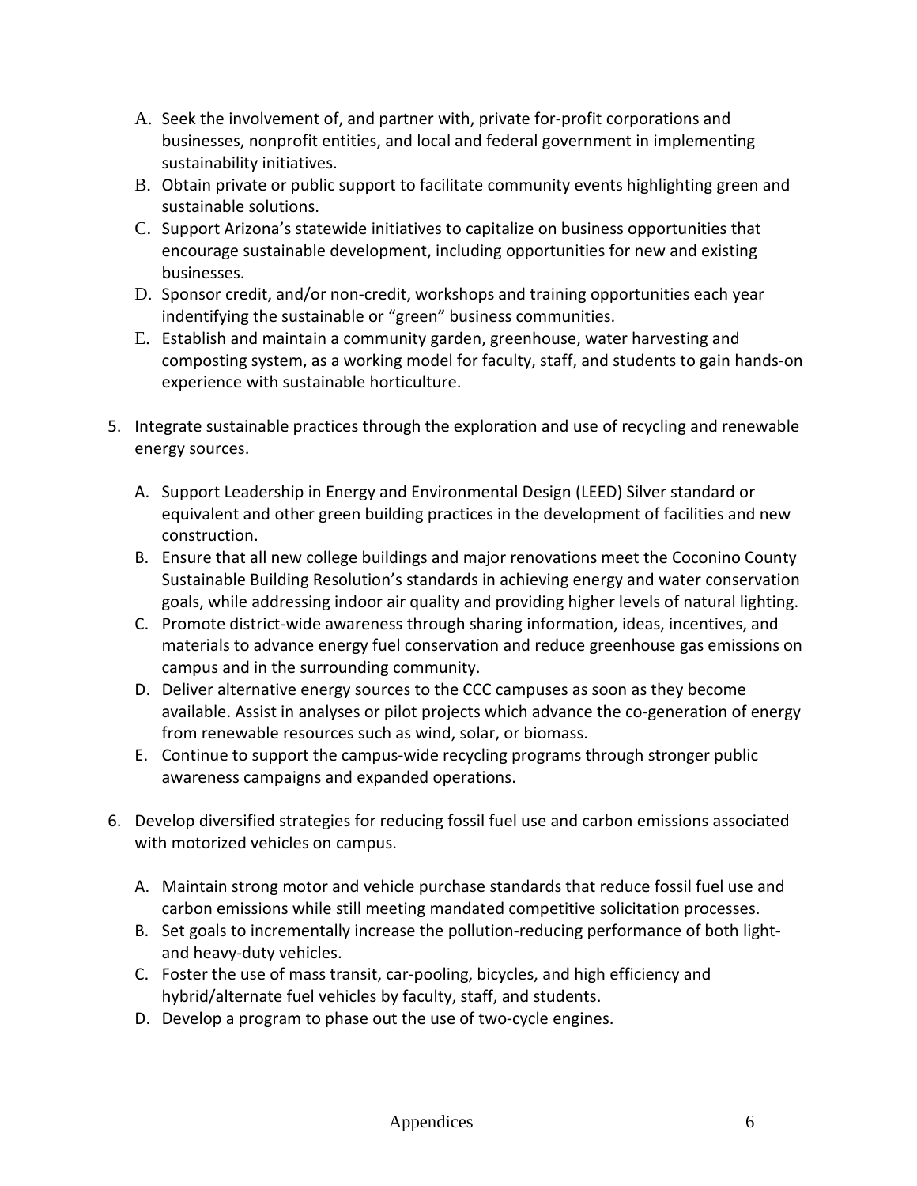A. Seek the involvement of, and partner with, private for-profit corporations and businesses, nonprofit entities, and local and federal government in implementing sustainability initiatives.
B. Obtain private or public support to facilitate community events highlighting green and sustainable solutions.
C. Support Arizona's statewide initiatives to capitalize on business opportunities that encourage sustainable development, including opportunities for new and existing businesses.
D. Sponsor credit, and/or non-credit, workshops and training opportunities each year indentifying the sustainable or "green" business communities.
E. Establish and maintain a community garden, greenhouse, water harvesting and composting system, as a working model for faculty, staff, and students to gain hands-on experience with sustainable horticulture.

5. Integrate sustainable practices through the exploration and use of recycling and renewable energy sources.

   A. Support Leadership in Energy and Environmental Design (LEED) Silver standard or equivalent and other green building practices in the development of facilities and new construction.
   B. Ensure that all new college buildings and major renovations meet the Coconino County Sustainable Building Resolution's standards in achieving energy and water conservation goals, while addressing indoor air quality and providing higher levels of natural lighting.
   C. Promote district-wide awareness through sharing information, ideas, incentives, and materials to advance energy fuel conservation and reduce greenhouse gas emissions on campus and in the surrounding community.
   D. Deliver alternative energy sources to the CCC campuses as soon as they become available. Assist in analyses or pilot projects which advance the co-generation of energy from renewable resources such as wind, solar, or biomass.
   E. Continue to support the campus-wide recycling programs through stronger public awareness campaigns and expanded operations.

6. Develop diversified strategies for reducing fossil fuel use and carbon emissions associated with motorized vehicles on campus.

   A. Maintain strong motor and vehicle purchase standards that reduce fossil fuel use and carbon emissions while still meeting mandated competitive solicitation processes.
   B. Set goals to incrementally increase the pollution-reducing performance of both light- and heavy-duty vehicles.
   C. Foster the use of mass transit, car-pooling, bicycles, and high efficiency and hybrid/alternate fuel vehicles by faculty, staff, and students.
   D. Develop a program to phase out the use of two-cycle engines.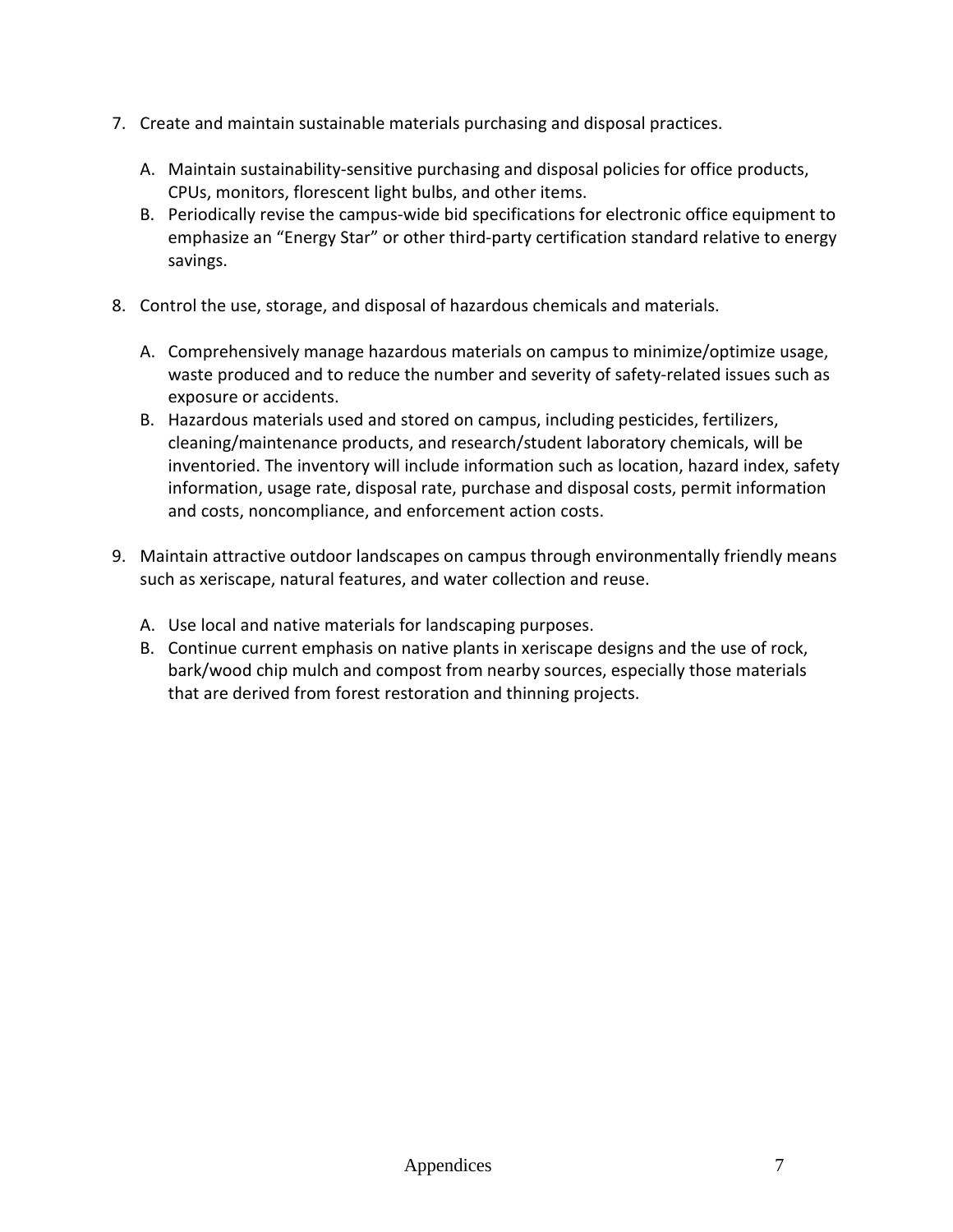7. Create and maintain sustainable materials purchasing and disposal practices.

    A. Maintain sustainability-sensitive purchasing and disposal policies for office products, CPUs, monitors, florescent light bulbs, and other items.
    B. Periodically revise the campus-wide bid specifications for electronic office equipment to emphasize an "Energy Star" or other third-party certification standard relative to energy savings.

8. Control the use, storage, and disposal of hazardous chemicals and materials.

    A. Comprehensively manage hazardous materials on campus to minimize/optimize usage, waste produced and to reduce the number and severity of safety-related issues such as exposure or accidents.
    B. Hazardous materials used and stored on campus, including pesticides, fertilizers, cleaning/maintenance products, and research/student laboratory chemicals, will be inventoried. The inventory will include information such as location, hazard index, safety information, usage rate, disposal rate, purchase and disposal costs, permit information and costs, noncompliance, and enforcement action costs.

9. Maintain attractive outdoor landscapes on campus through environmentally friendly means such as xeriscape, natural features, and water collection and reuse.

    A. Use local and native materials for landscaping purposes.
    B. Continue current emphasis on native plants in xeriscape designs and the use of rock, bark/wood chip mulch and compost from nearby sources, especially those materials that are derived from forest restoration and thinning projects.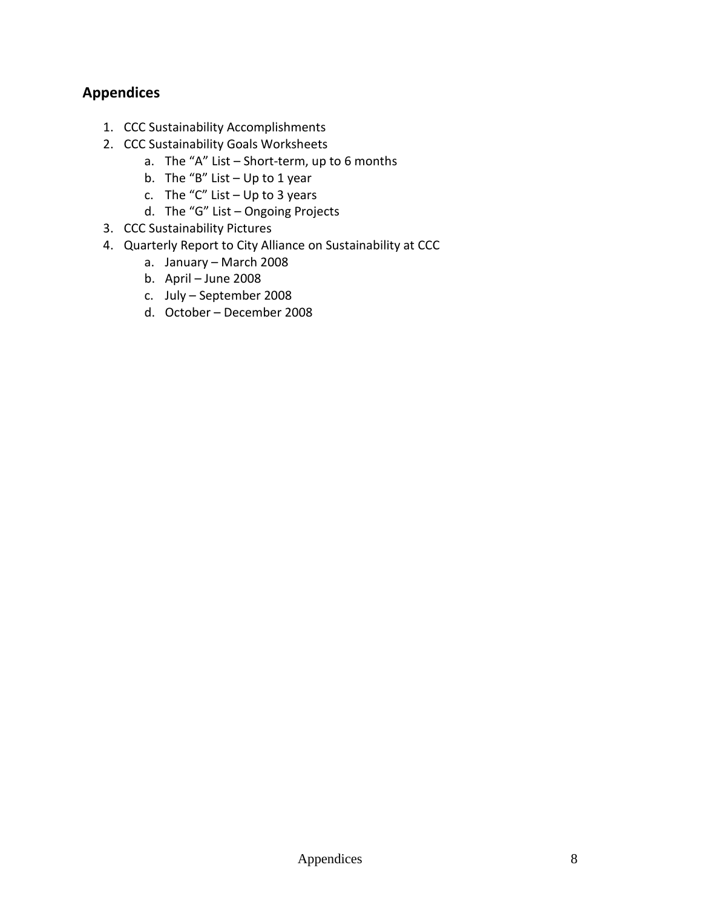## Appendices

1. CCC Sustainability Accomplishments
2. CCC Sustainability Goals Worksheets
    a. The "A" List – Short-term, up to 6 months
    b. The "B" List – Up to 1 year
    c. The "C" List – Up to 3 years
    d. The "G" List – Ongoing Projects
3. CCC Sustainability Pictures
4. Quarterly Report to City Alliance on Sustainability at CCC
    a. January – March 2008
    b. April – June 2008
    c. July – September 2008
    d. October – December 2008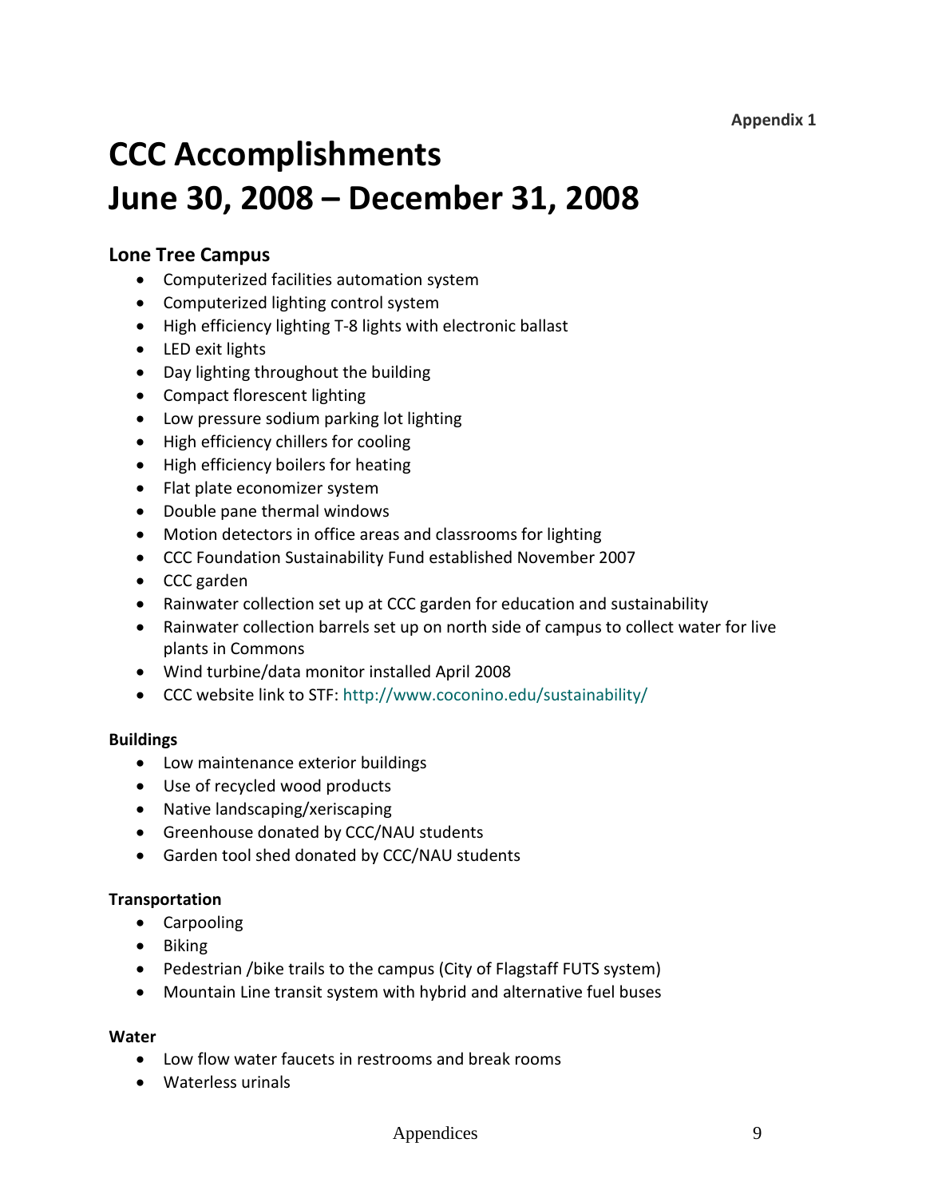**Appendix 1**

# CCC Accomplishments
# June 30, 2008 – December 31, 2008

## Lone Tree Campus

- Computerized facilities automation system
- Computerized lighting control system
- High efficiency lighting T-8 lights with electronic ballast
- LED exit lights
- Day lighting throughout the building
- Compact florescent lighting
- Low pressure sodium parking lot lighting
- High efficiency chillers for cooling
- High efficiency boilers for heating
- Flat plate economizer system
- Double pane thermal windows
- Motion detectors in office areas and classrooms for lighting
- CCC Foundation Sustainability Fund established November 2007
- CCC garden
- Rainwater collection set up at CCC garden for education and sustainability
- Rainwater collection barrels set up on north side of campus to collect water for live plants in Commons
- Wind turbine/data monitor installed April 2008
- CCC website link to STF: http://www.coconino.edu/sustainability/

### Buildings

- Low maintenance exterior buildings
- Use of recycled wood products
- Native landscaping/xeriscaping
- Greenhouse donated by CCC/NAU students
- Garden tool shed donated by CCC/NAU students

### Transportation

- Carpooling
- Biking
- Pedestrian /bike trails to the campus (City of Flagstaff FUTS system)
- Mountain Line transit system with hybrid and alternative fuel buses

### Water

- Low flow water faucets in restrooms and break rooms
- Waterless urinals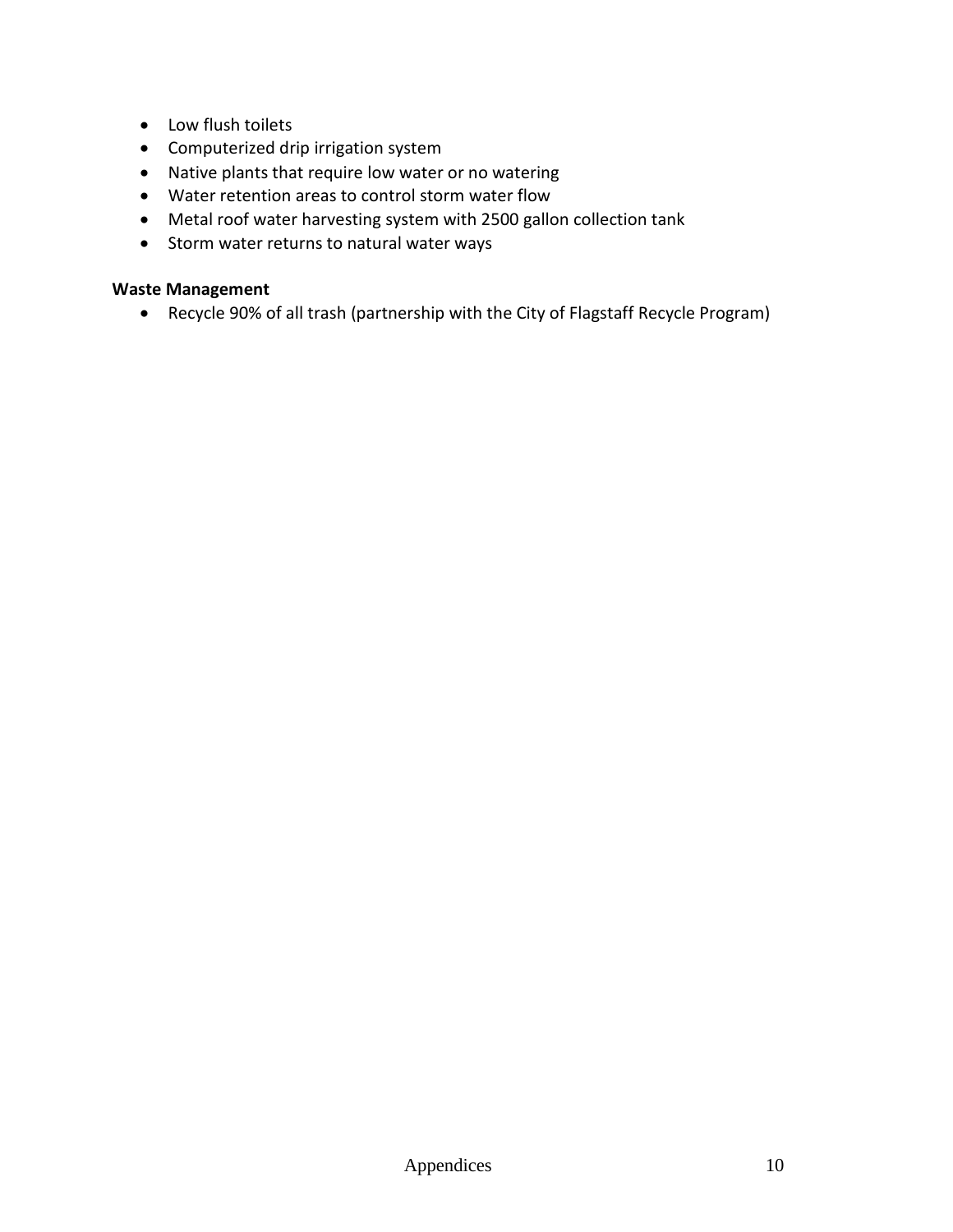- Low flush toilets
- Computerized drip irrigation system
- Native plants that require low water or no watering
- Water retention areas to control storm water flow
- Metal roof water harvesting system with 2500 gallon collection tank
- Storm water returns to natural water ways

**Waste Management**

- Recycle 90% of all trash (partnership with the City of Flagstaff Recycle Program)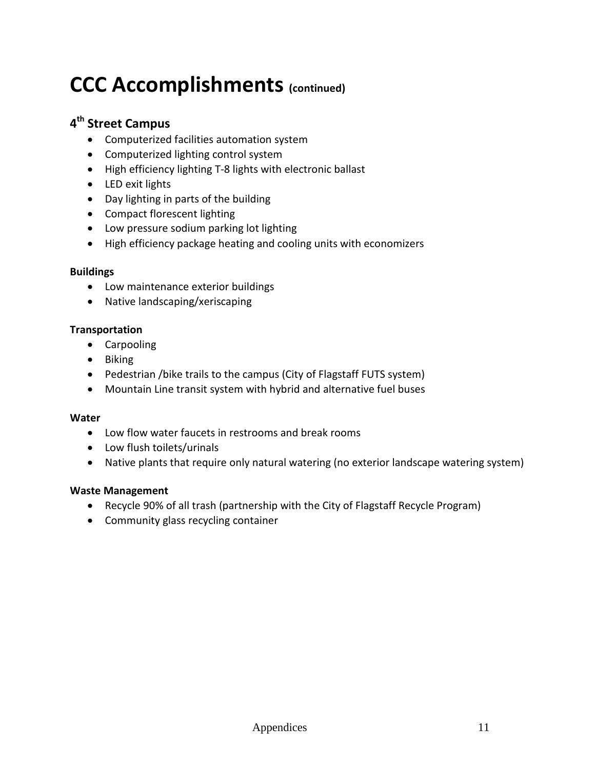# CCC Accomplishments (continued)

## 4th Street Campus

- Computerized facilities automation system
- Computerized lighting control system
- High efficiency lighting T-8 lights with electronic ballast
- LED exit lights
- Day lighting in parts of the building
- Compact florescent lighting
- Low pressure sodium parking lot lighting
- High efficiency package heating and cooling units with economizers

**Buildings**

- Low maintenance exterior buildings
- Native landscaping/xeriscaping

**Transportation**

- Carpooling
- Biking
- Pedestrian /bike trails to the campus (City of Flagstaff FUTS system)
- Mountain Line transit system with hybrid and alternative fuel buses

**Water**

- Low flow water faucets in restrooms and break rooms
- Low flush toilets/urinals
- Native plants that require only natural watering (no exterior landscape watering system)

**Waste Management**

- Recycle 90% of all trash (partnership with the City of Flagstaff Recycle Program)
- Community glass recycling container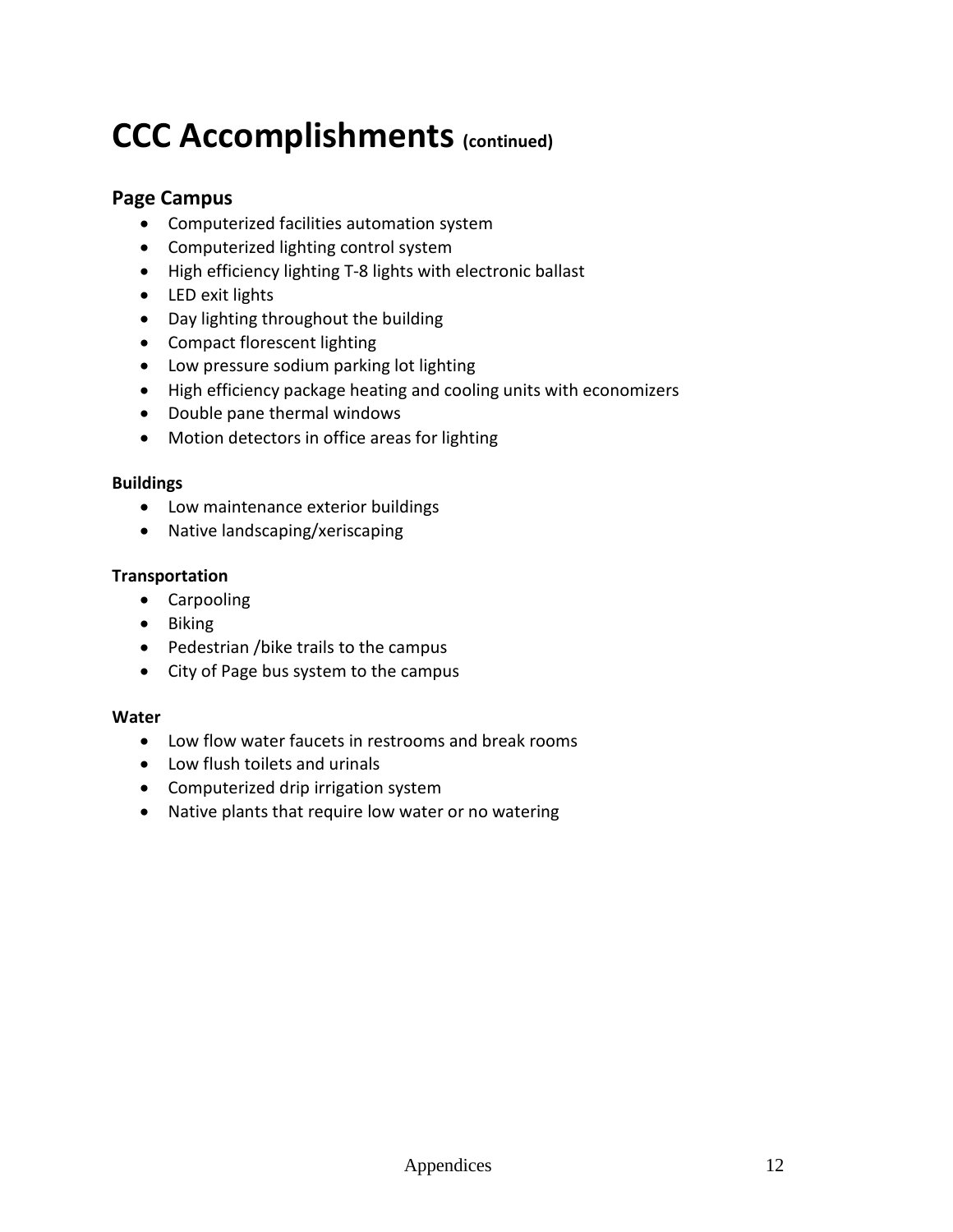# CCC Accomplishments (continued)

## Page Campus

- Computerized facilities automation system
- Computerized lighting control system
- High efficiency lighting T-8 lights with electronic ballast
- LED exit lights
- Day lighting throughout the building
- Compact florescent lighting
- Low pressure sodium parking lot lighting
- High efficiency package heating and cooling units with economizers
- Double pane thermal windows
- Motion detectors in office areas for lighting

**Buildings**

- Low maintenance exterior buildings
- Native landscaping/xeriscaping

**Transportation**

- Carpooling
- Biking
- Pedestrian /bike trails to the campus
- City of Page bus system to the campus

**Water**

- Low flow water faucets in restrooms and break rooms
- Low flush toilets and urinals
- Computerized drip irrigation system
- Native plants that require low water or no watering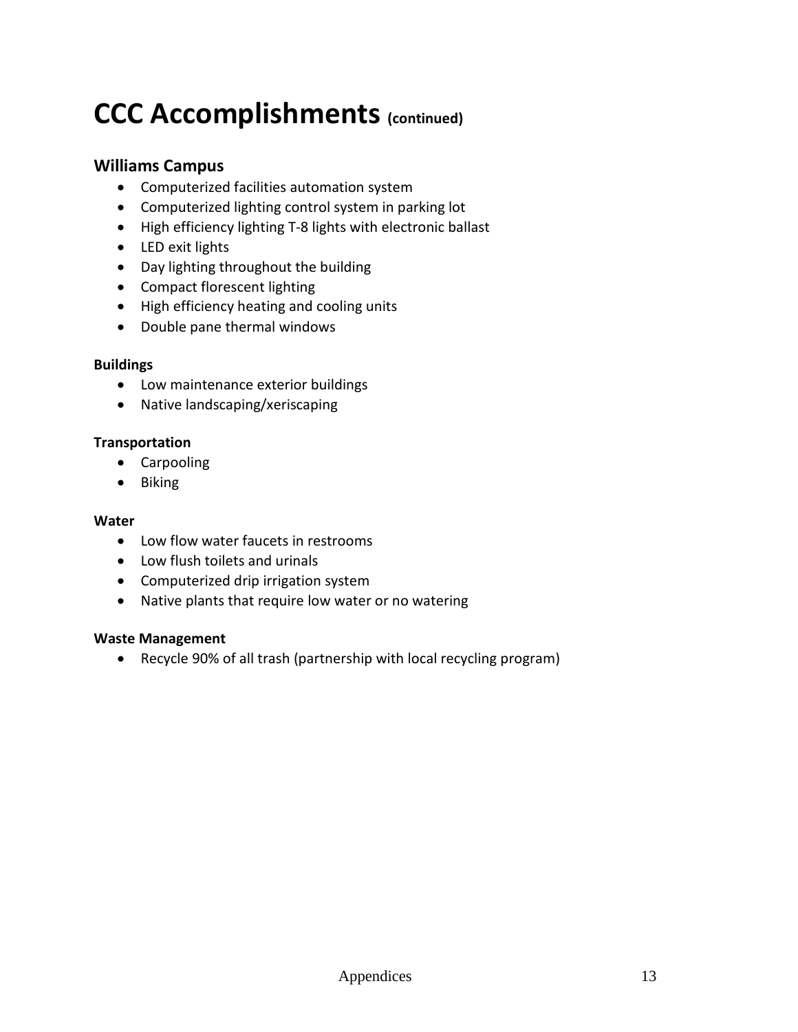# CCC Accomplishments (continued)

## Williams Campus

- Computerized facilities automation system
- Computerized lighting control system in parking lot
- High efficiency lighting T-8 lights with electronic ballast
- LED exit lights
- Day lighting throughout the building
- Compact florescent lighting
- High efficiency heating and cooling units
- Double pane thermal windows

**Buildings**

- Low maintenance exterior buildings
- Native landscaping/xeriscaping

**Transportation**

- Carpooling
- Biking

**Water**

- Low flow water faucets in restrooms
- Low flush toilets and urinals
- Computerized drip irrigation system
- Native plants that require low water or no watering

**Waste Management**

- Recycle 90% of all trash (partnership with local recycling program)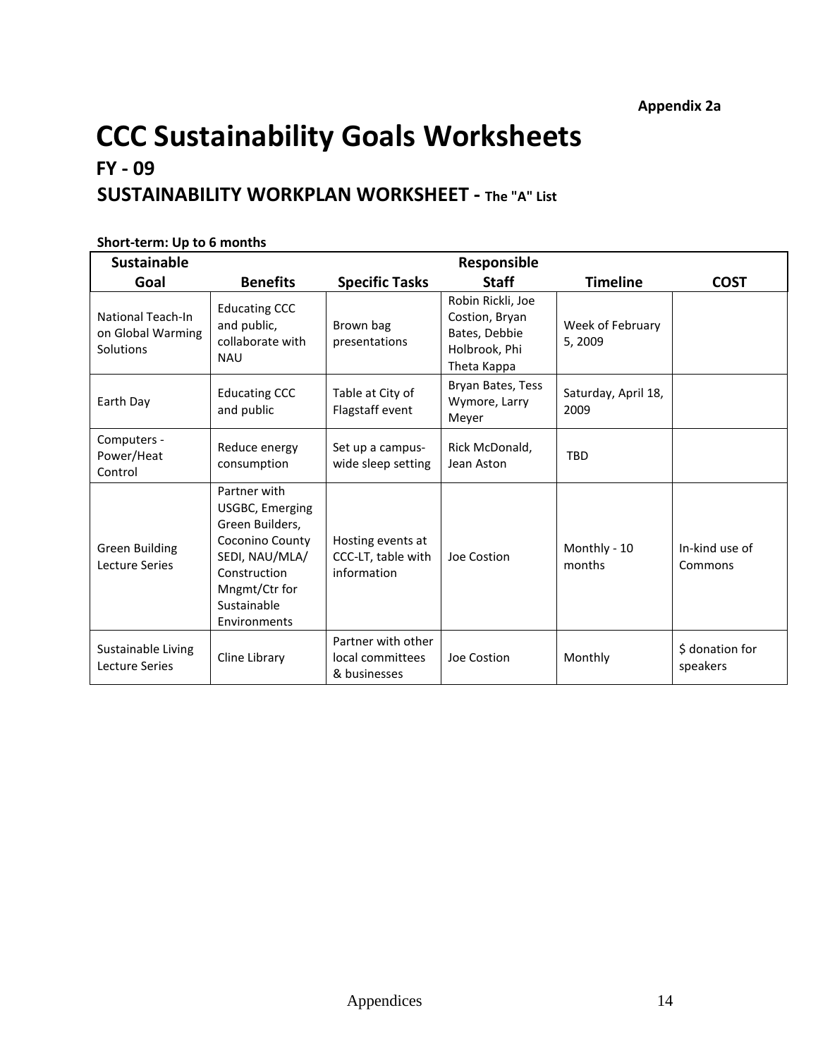**Appendix 2a**

# CCC Sustainability Goals Worksheets

## FY - 09

### SUSTAINABILITY WORKPLAN WORKSHEET - The "A" List

**Short-term: Up to 6 months**

| Sustainable Goal | Benefits | Specific Tasks | Responsible Staff | Timeline | COST |
|---|---|---|---|---|---|
| National Teach-In on Global Warming Solutions | Educating CCC and public, collaborate with NAU | Brown bag presentations | Robin Rickli, Joe Costion, Bryan Bates, Debbie Holbrook, Phi Theta Kappa | Week of February 5, 2009 | |
| Earth Day | Educating CCC and public | Table at City of Flagstaff event | Bryan Bates, Tess Wymore, Larry Meyer | Saturday, April 18, 2009 | |
| Computers - Power/Heat Control | Reduce energy consumption | Set up a campus-wide sleep setting | Rick McDonald, Jean Aston | TBD | |
| Green Building Lecture Series | Partner with USGBC, Emerging Green Builders, Coconino County SEDI, NAU/MLA/ Construction Mngmt/Ctr for Sustainable Environments | Hosting events at CCC-LT, table with information | Joe Costion | Monthly - 10 months | In-kind use of Commons |
| Sustainable Living Lecture Series | Cline Library | Partner with other local committees & businesses | Joe Costion | Monthly | $ donation for speakers |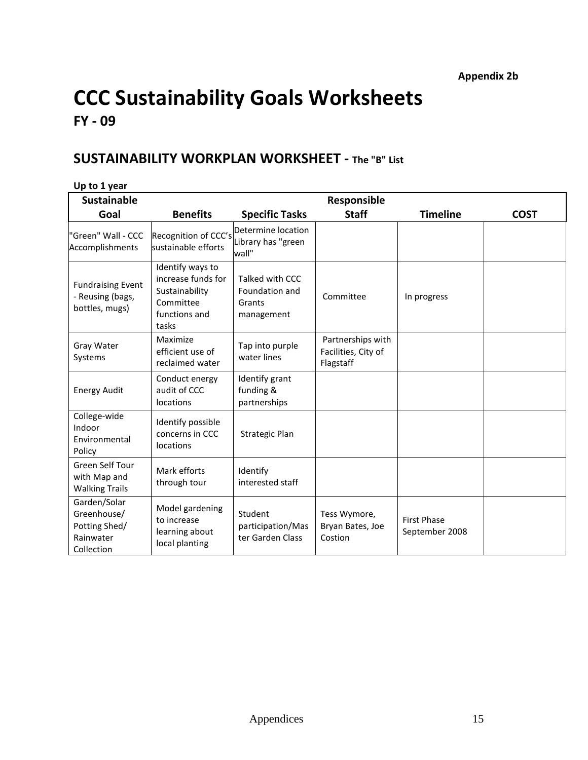**Appendix 2b**

# CCC Sustainability Goals Worksheets

## FY - 09

## SUSTAINABILITY WORKPLAN WORKSHEET - The "B" List

**Up to 1 year**

| Sustainable Goal | Benefits | Specific Tasks | Responsible Staff | Timeline | COST |
|---|---|---|---|---|---|
| "Green" Wall - CCC Accomplishments | Recognition of CCC's sustainable efforts | Determine location Library has "green wall" | | | |
| Fundraising Event - Reusing (bags, bottles, mugs) | Identify ways to increase funds for Sustainability Committee functions and tasks | Talked with CCC Foundation and Grants management | Committee | In progress | |
| Gray Water Systems | Maximize efficient use of reclaimed water | Tap into purple water lines | Partnerships with Facilities, City of Flagstaff | | |
| Energy Audit | Conduct energy audit of CCC locations | Identify grant funding & partnerships | | | |
| College-wide Indoor Environmental Policy | Identify possible concerns in CCC locations | Strategic Plan | | | |
| Green Self Tour with Map and Walking Trails | Mark efforts through tour | Identify interested staff | | | |
| Garden/Solar Greenhouse/ Potting Shed/ Rainwater Collection | Model gardening to increase learning about local planting | Student participation/Master Garden Class | Tess Wymore, Bryan Bates, Joe Costion | First Phase September 2008 | |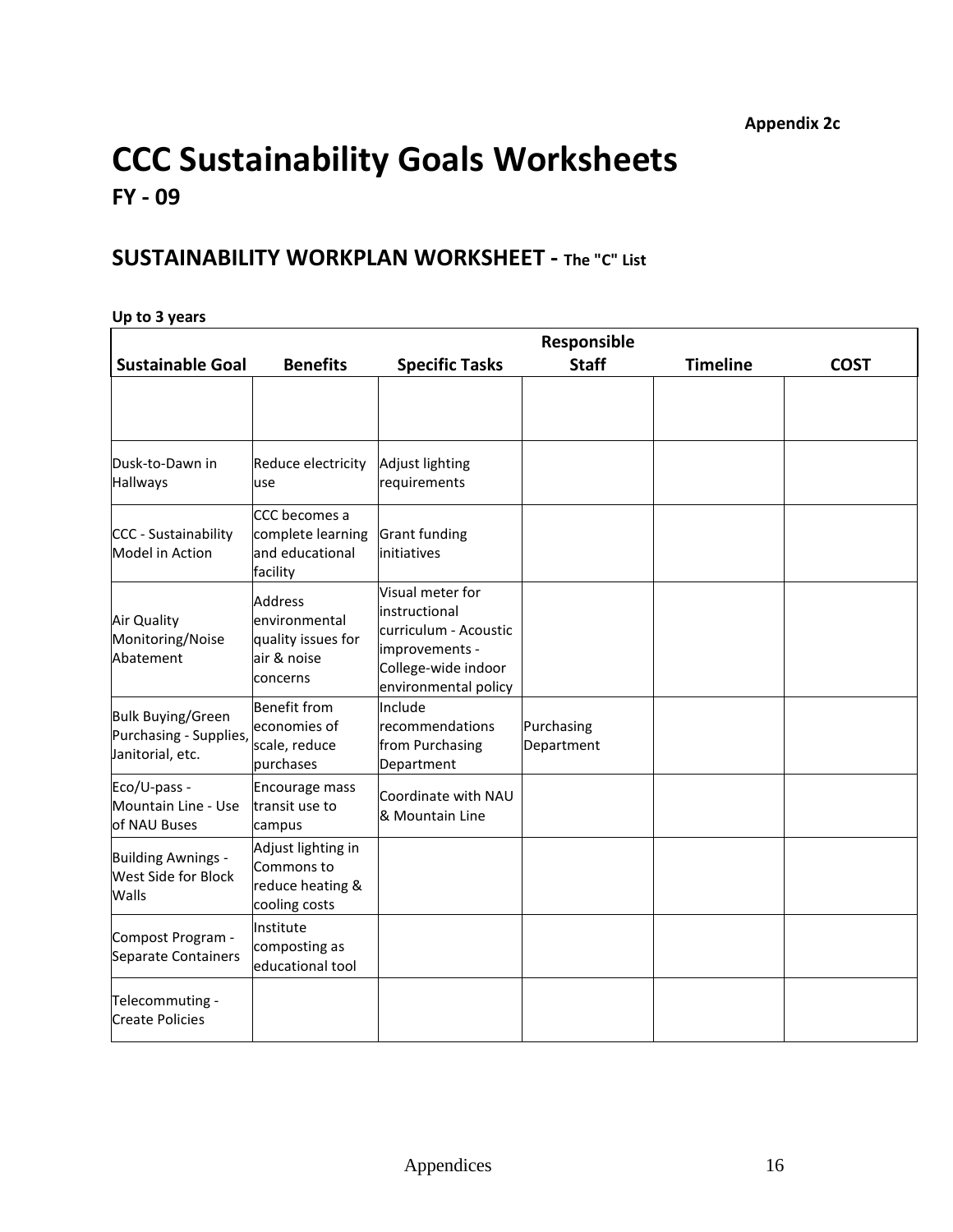**Appendix 2c**

# CCC Sustainability Goals Worksheets

## FY - 09

### SUSTAINABILITY WORKPLAN WORKSHEET - The "C" List

**Up to 3 years**

| Sustainable Goal | Benefits | Specific Tasks | Responsible Staff | Timeline | COST |
|---|---|---|---|---|---|
| | | | | | |
| Dusk-to-Dawn in Hallways | Reduce electricity use | Adjust lighting requirements | | | |
| CCC - Sustainability Model in Action | CCC becomes a complete learning and educational facility | Grant funding initiatives | | | |
| Air Quality Monitoring/Noise Abatement | Address environmental quality issues for air & noise concerns | Visual meter for instructional curriculum - Acoustic improvements - College-wide indoor environmental policy | | | |
| Bulk Buying/Green Purchasing - Supplies, Janitorial, etc. | Benefit from economies of scale, reduce purchases | Include recommendations from Purchasing Department | Purchasing Department | | |
| Eco/U-pass - Mountain Line - Use of NAU Buses | Encourage mass transit use to campus | Coordinate with NAU & Mountain Line | | | |
| Building Awnings - West Side for Block Walls | Adjust lighting in Commons to reduce heating & cooling costs | | | | |
| Compost Program - Separate Containers | Institute composting as educational tool | | | | |
| Telecommuting - Create Policies | | | | | |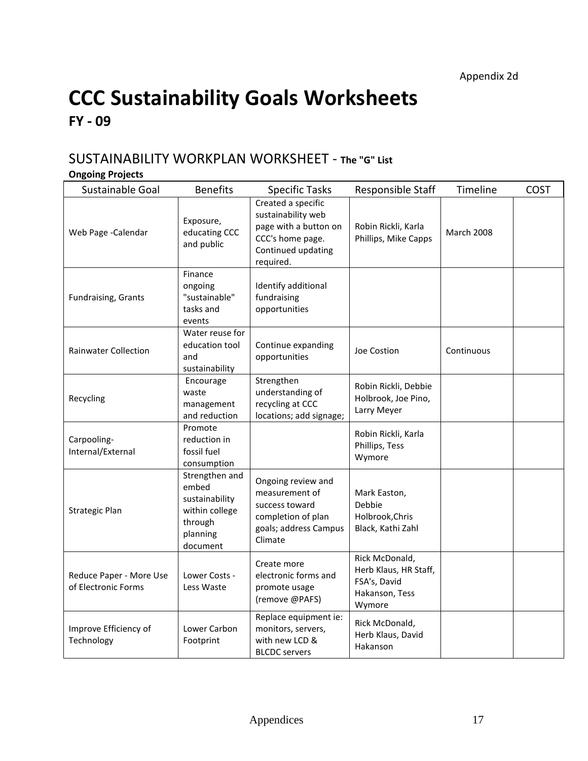Appendix 2d

# CCC Sustainability Goals Worksheets

## FY - 09

### SUSTAINABILITY WORKPLAN WORKSHEET - The "G" List

**Ongoing Projects**

| Sustainable Goal | Benefits | Specific Tasks | Responsible Staff | Timeline | COST |
|---|---|---|---|---|---|
| Web Page -Calendar | Exposure, educating CCC and public | Created a specific sustainability web page with a button on CCC's home page. Continued updating required. | Robin Rickli, Karla Phillips, Mike Capps | March 2008 | |
| Fundraising, Grants | Finance ongoing "sustainable" tasks and events | Identify additional fundraising opportunities | | | |
| Rainwater Collection | Water reuse for education tool and sustainability | Continue expanding opportunities | Joe Costion | Continuous | |
| Recycling | Encourage waste management and reduction | Strengthen understanding of recycling at CCC locations; add signage; | Robin Rickli, Debbie Holbrook, Joe Pino, Larry Meyer | | |
| Carpooling-Internal/External | Promote reduction in fossil fuel consumption | | Robin Rickli, Karla Phillips, Tess Wymore | | |
| Strategic Plan | Strengthen and embed sustainability within college through planning document | Ongoing review and measurement of success toward completion of plan goals; address Campus Climate | Mark Easton, Debbie Holbrook,Chris Black, Kathi Zahl | | |
| Reduce Paper - More Use of Electronic Forms | Lower Costs - Less Waste | Create more electronic forms and promote usage (remove @PAFS) | Rick McDonald, Herb Klaus, HR Staff, FSA's, David Hakanson, Tess Wymore | | |
| Improve Efficiency of Technology | Lower Carbon Footprint | Replace equipment ie: monitors, servers, with new LCD & BLCDC servers | Rick McDonald, Herb Klaus, David Hakanson | | |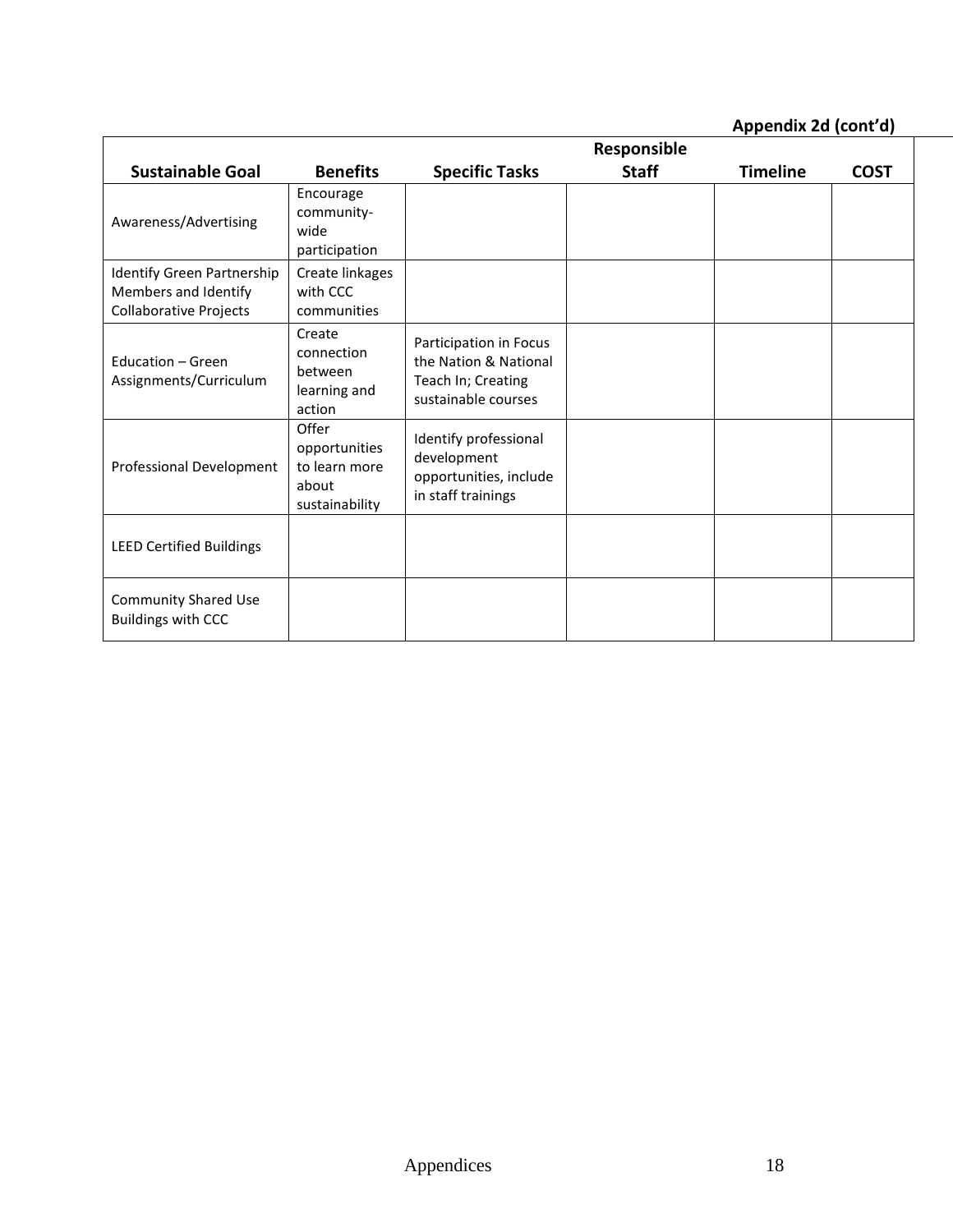**Appendix 2d (cont'd)**

| Sustainable Goal | Benefits | Specific Tasks | Responsible Staff | Timeline | COST |
|---|---|---|---|---|---|
| Awareness/Advertising | Encourage community-wide participation | | | | |
| Identify Green Partnership Members and Identify Collaborative Projects | Create linkages with CCC communities | | | | |
| Education – Green Assignments/Curriculum | Create connection between learning and action | Participation in Focus the Nation & National Teach In; Creating sustainable courses | | | |
| Professional Development | Offer opportunities to learn more about sustainability | Identify professional development opportunities, include in staff trainings | | | |
| LEED Certified Buildings | | | | | |
| Community Shared Use Buildings with CCC | | | | | |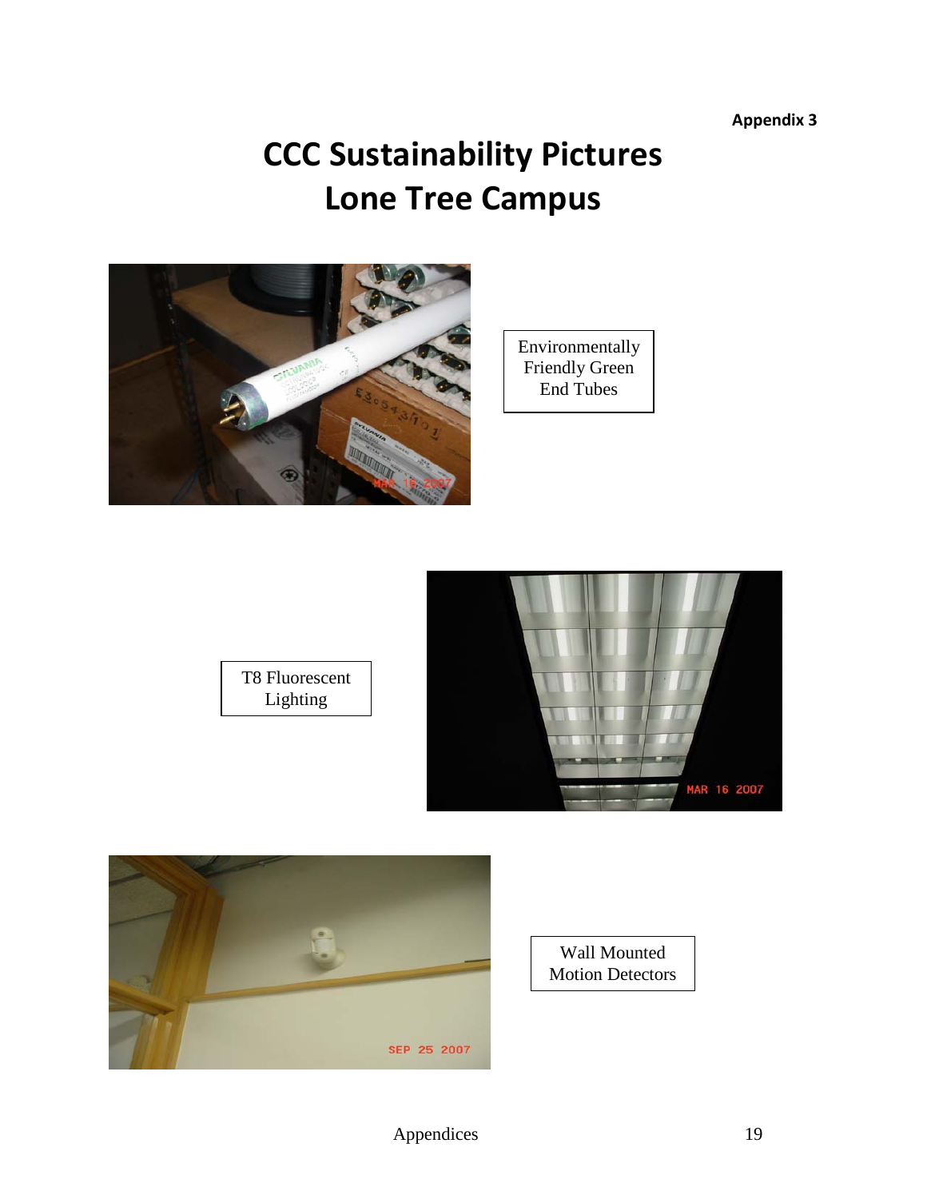Appendix 3

# CCC Sustainability Pictures
# Lone Tree Campus

Environmentally Friendly Green End Tubes

T8 Fluorescent Lighting

Wall Mounted Motion Detectors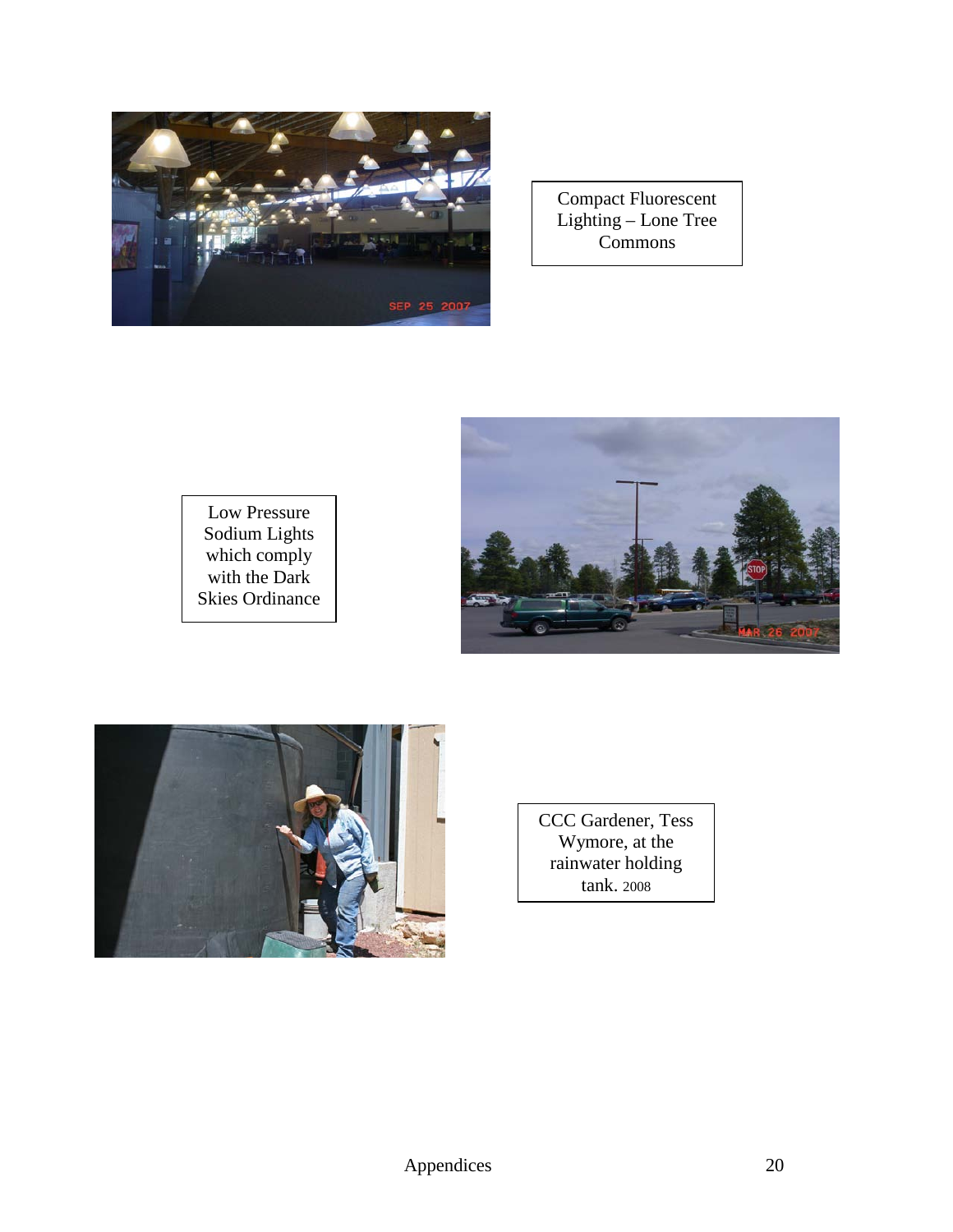Compact Fluorescent Lighting – Lone Tree Commons

Low Pressure Sodium Lights which comply with the Dark Skies Ordinance

CCC Gardener, Tess Wymore, at the rainwater holding tank. 2008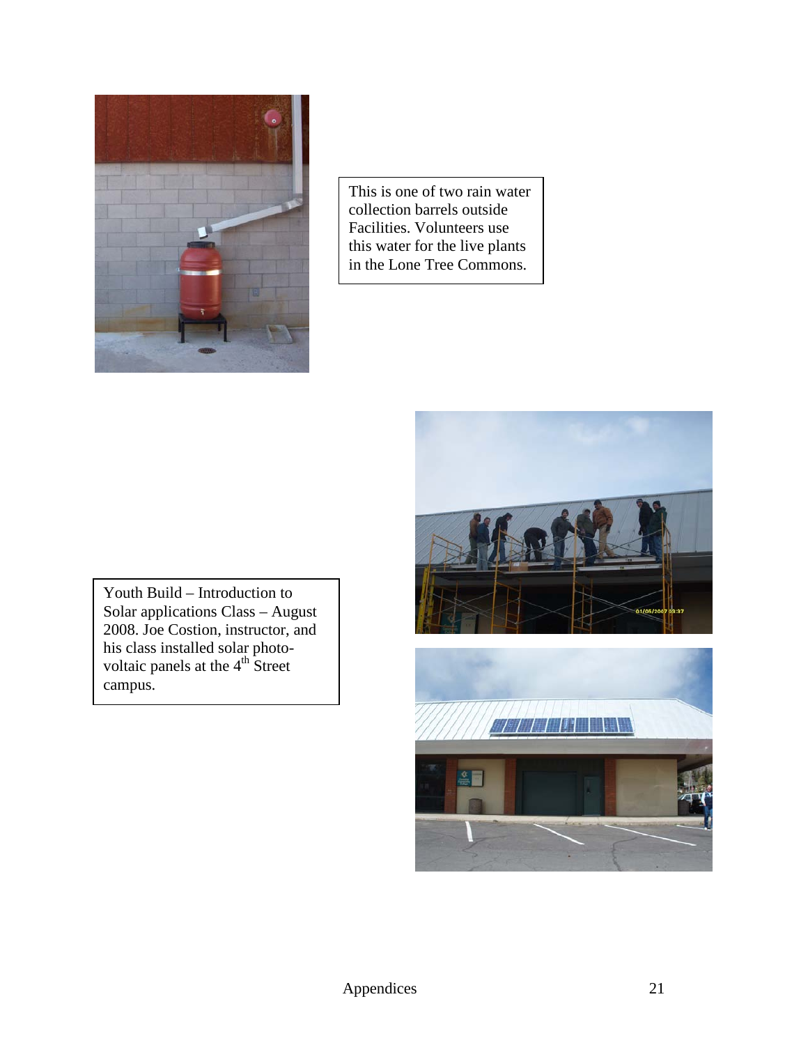This is one of two rain water collection barrels outside Facilities. Volunteers use this water for the live plants in the Lone Tree Commons.

Youth Build – Introduction to Solar applications Class – August 2008. Joe Costion, instructor, and his class installed solar photo-voltaic panels at the 4th Street campus.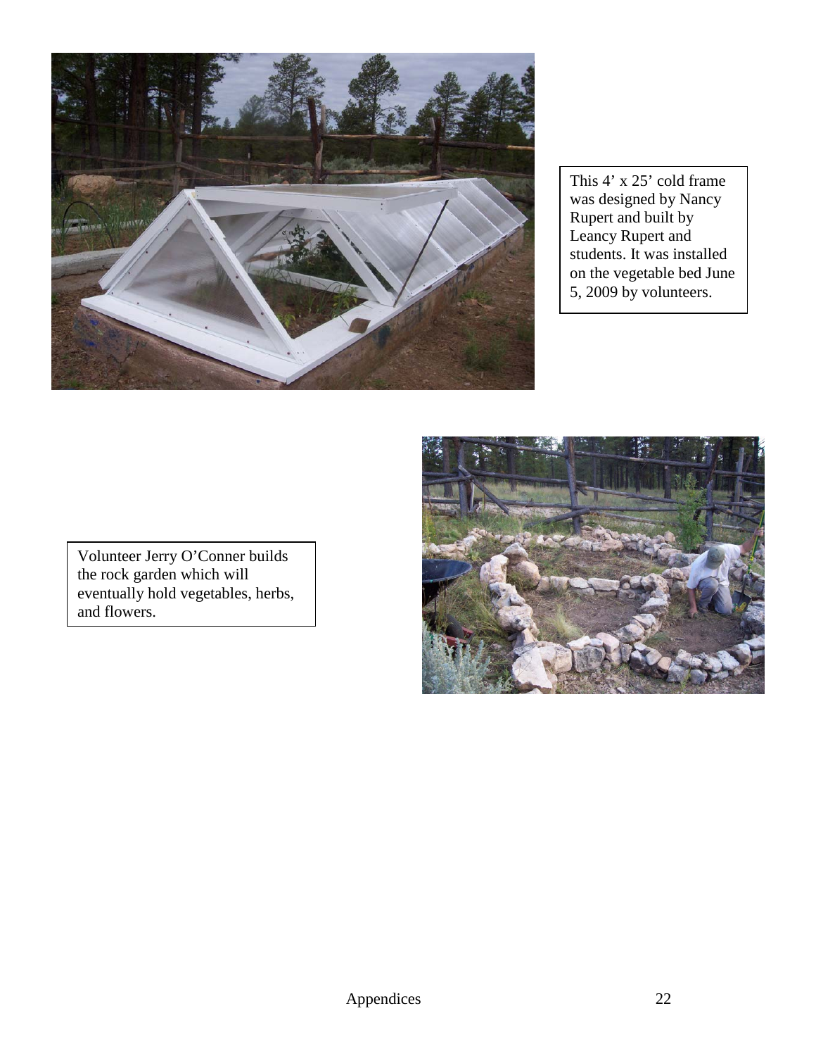This 4' x 25' cold frame was designed by Nancy Rupert and built by Leancy Rupert and students. It was installed on the vegetable bed June 5, 2009 by volunteers.

Volunteer Jerry O'Conner builds the rock garden which will eventually hold vegetables, herbs, and flowers.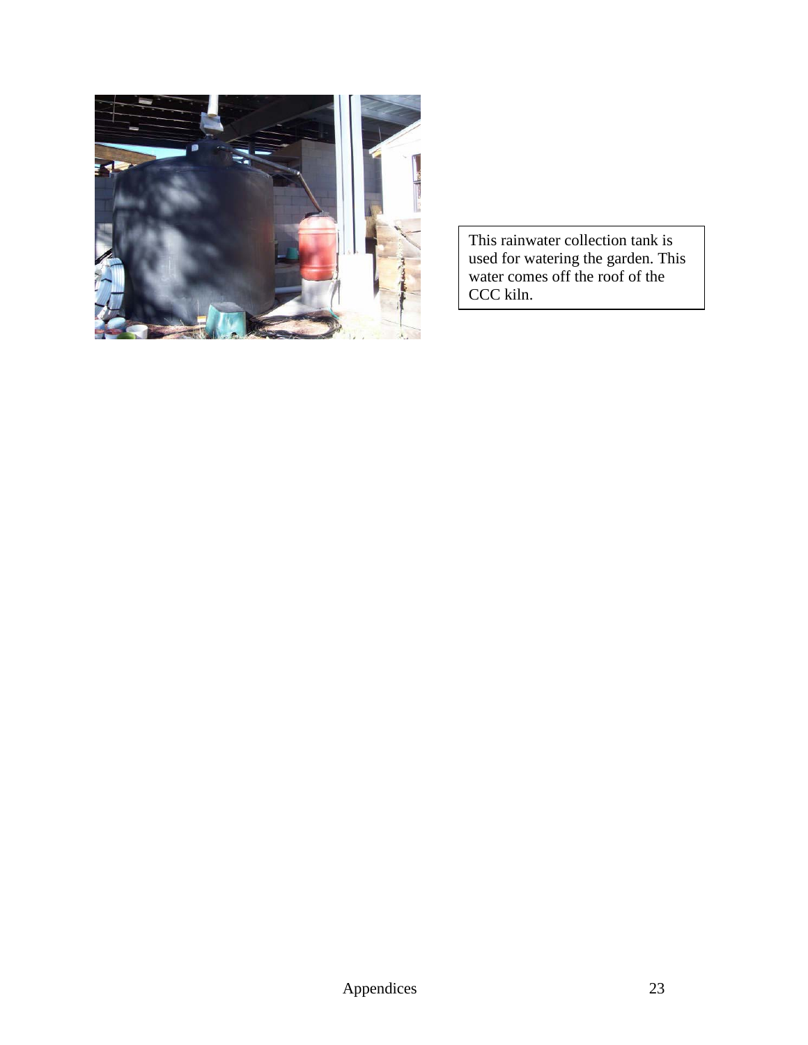This rainwater collection tank is used for watering the garden. This water comes off the roof of the CCC kiln.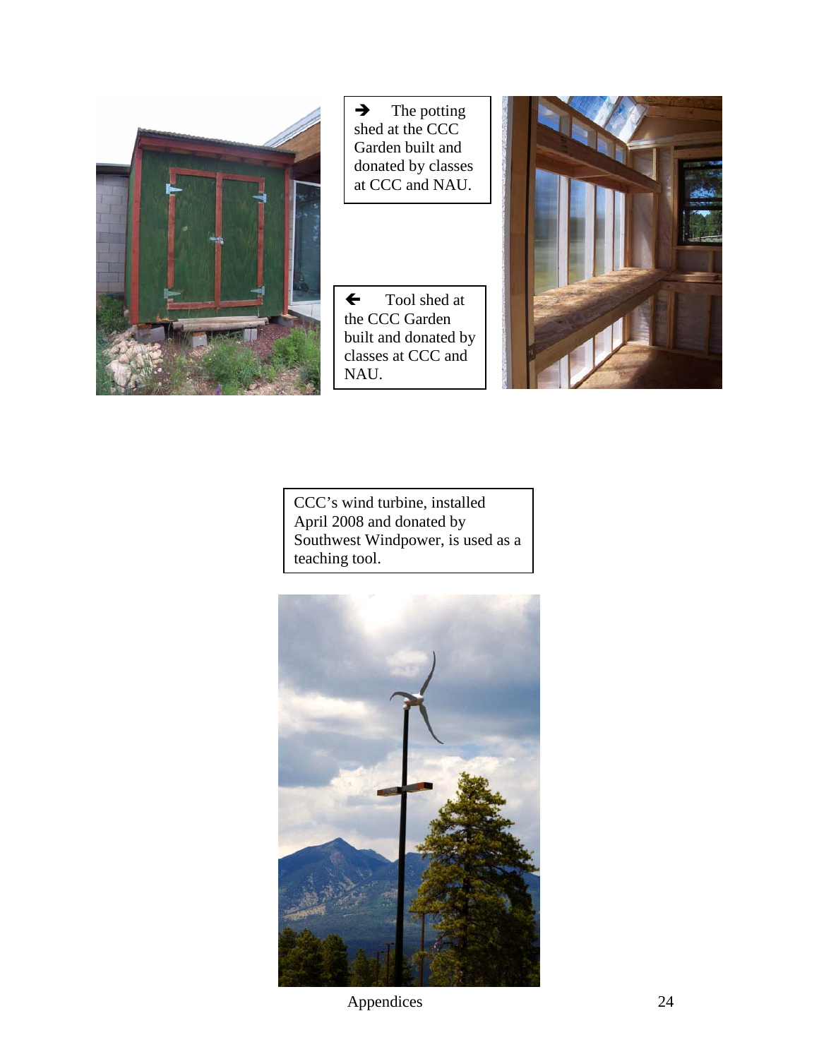➔ The potting shed at the CCC Garden built and donated by classes at CCC and NAU.

← Tool shed at the CCC Garden built and donated by classes at CCC and NAU.

CCC's wind turbine, installed April 2008 and donated by Southwest Windpower, is used as a teaching tool.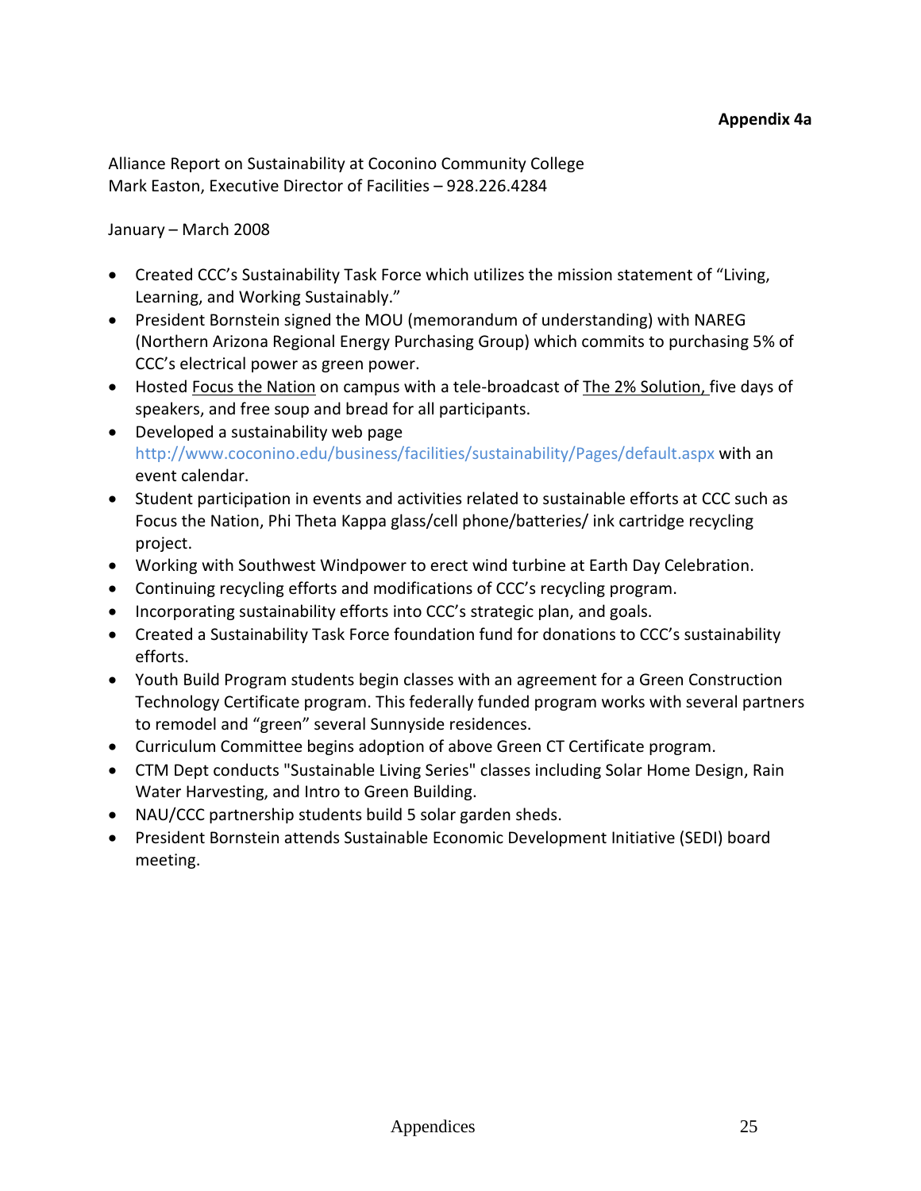**Appendix 4a**

Alliance Report on Sustainability at Coconino Community College
Mark Easton, Executive Director of Facilities – 928.226.4284

January – March 2008

- Created CCC's Sustainability Task Force which utilizes the mission statement of "Living, Learning, and Working Sustainably."
- President Bornstein signed the MOU (memorandum of understanding) with NAREG (Northern Arizona Regional Energy Purchasing Group) which commits to purchasing 5% of CCC's electrical power as green power.
- Hosted Focus the Nation on campus with a tele-broadcast of The 2% Solution, five days of speakers, and free soup and bread for all participants.
- Developed a sustainability web page http://www.coconino.edu/business/facilities/sustainability/Pages/default.aspx with an event calendar.
- Student participation in events and activities related to sustainable efforts at CCC such as Focus the Nation, Phi Theta Kappa glass/cell phone/batteries/ ink cartridge recycling project.
- Working with Southwest Windpower to erect wind turbine at Earth Day Celebration.
- Continuing recycling efforts and modifications of CCC's recycling program.
- Incorporating sustainability efforts into CCC's strategic plan, and goals.
- Created a Sustainability Task Force foundation fund for donations to CCC's sustainability efforts.
- Youth Build Program students begin classes with an agreement for a Green Construction Technology Certificate program. This federally funded program works with several partners to remodel and "green" several Sunnyside residences.
- Curriculum Committee begins adoption of above Green CT Certificate program.
- CTM Dept conducts "Sustainable Living Series" classes including Solar Home Design, Rain Water Harvesting, and Intro to Green Building.
- NAU/CCC partnership students build 5 solar garden sheds.
- President Bornstein attends Sustainable Economic Development Initiative (SEDI) board meeting.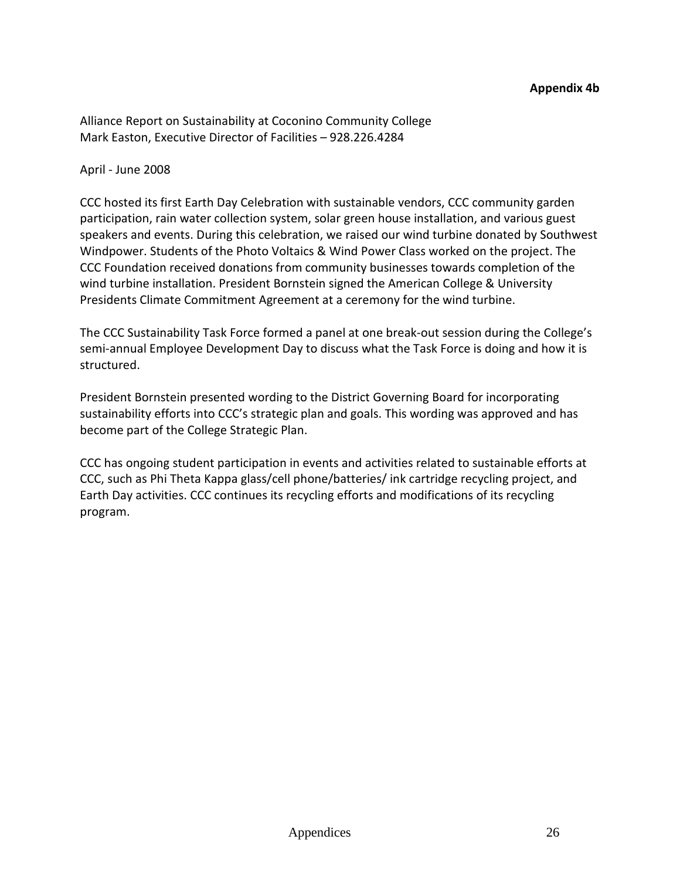**Appendix 4b**

Alliance Report on Sustainability at Coconino Community College
Mark Easton, Executive Director of Facilities – 928.226.4284

April - June 2008

CCC hosted its first Earth Day Celebration with sustainable vendors, CCC community garden participation, rain water collection system, solar green house installation, and various guest speakers and events. During this celebration, we raised our wind turbine donated by Southwest Windpower. Students of the Photo Voltaics & Wind Power Class worked on the project. The CCC Foundation received donations from community businesses towards completion of the wind turbine installation. President Bornstein signed the American College & University Presidents Climate Commitment Agreement at a ceremony for the wind turbine.

The CCC Sustainability Task Force formed a panel at one break-out session during the College's semi-annual Employee Development Day to discuss what the Task Force is doing and how it is structured.

President Bornstein presented wording to the District Governing Board for incorporating sustainability efforts into CCC's strategic plan and goals. This wording was approved and has become part of the College Strategic Plan.

CCC has ongoing student participation in events and activities related to sustainable efforts at CCC, such as Phi Theta Kappa glass/cell phone/batteries/ ink cartridge recycling project, and Earth Day activities. CCC continues its recycling efforts and modifications of its recycling program.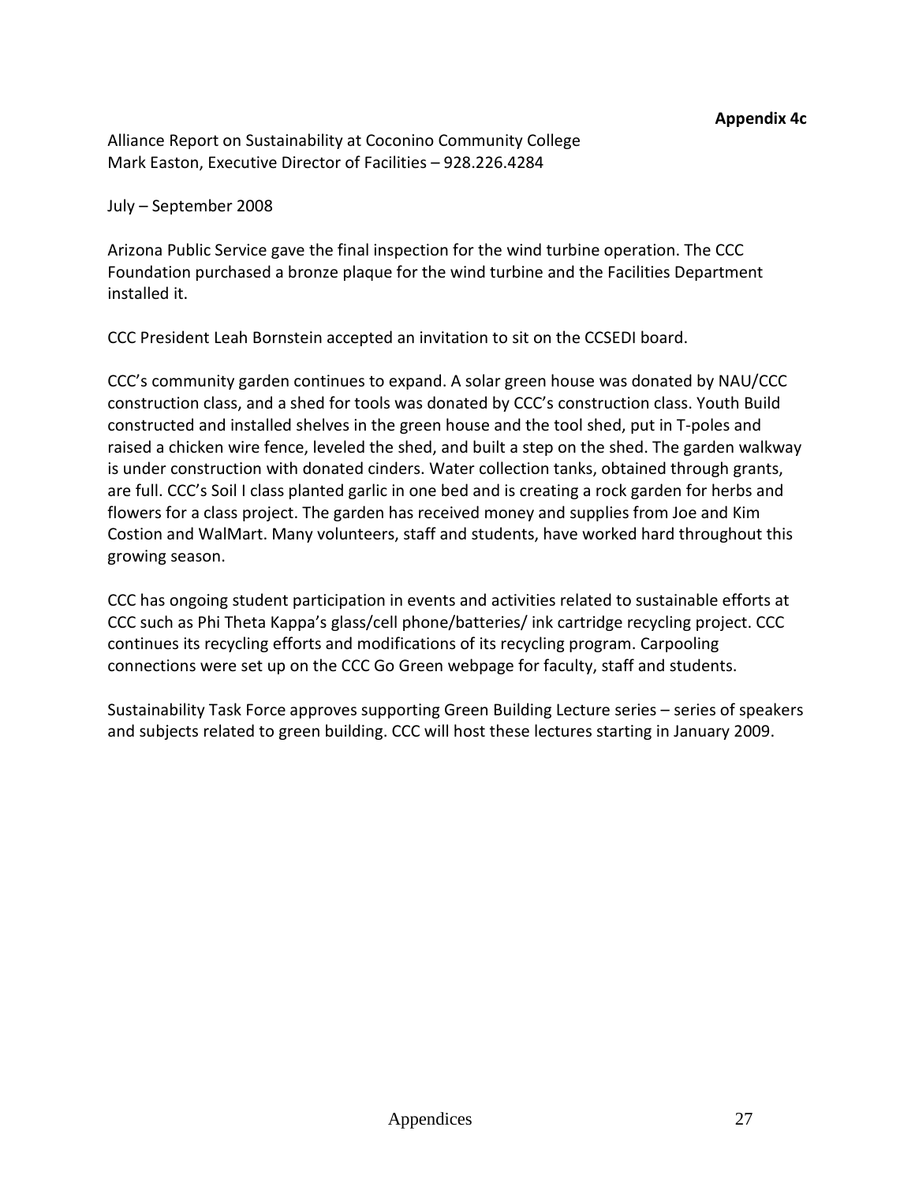**Appendix 4c**

Alliance Report on Sustainability at Coconino Community College
Mark Easton, Executive Director of Facilities – 928.226.4284

July – September 2008

Arizona Public Service gave the final inspection for the wind turbine operation. The CCC Foundation purchased a bronze plaque for the wind turbine and the Facilities Department installed it.

CCC President Leah Bornstein accepted an invitation to sit on the CCSEDI board.

CCC's community garden continues to expand. A solar green house was donated by NAU/CCC construction class, and a shed for tools was donated by CCC's construction class. Youth Build constructed and installed shelves in the green house and the tool shed, put in T-poles and raised a chicken wire fence, leveled the shed, and built a step on the shed. The garden walkway is under construction with donated cinders. Water collection tanks, obtained through grants, are full. CCC's Soil I class planted garlic in one bed and is creating a rock garden for herbs and flowers for a class project. The garden has received money and supplies from Joe and Kim Costion and WalMart. Many volunteers, staff and students, have worked hard throughout this growing season.

CCC has ongoing student participation in events and activities related to sustainable efforts at CCC such as Phi Theta Kappa's glass/cell phone/batteries/ ink cartridge recycling project. CCC continues its recycling efforts and modifications of its recycling program. Carpooling connections were set up on the CCC Go Green webpage for faculty, staff and students.

Sustainability Task Force approves supporting Green Building Lecture series – series of speakers and subjects related to green building. CCC will host these lectures starting in January 2009.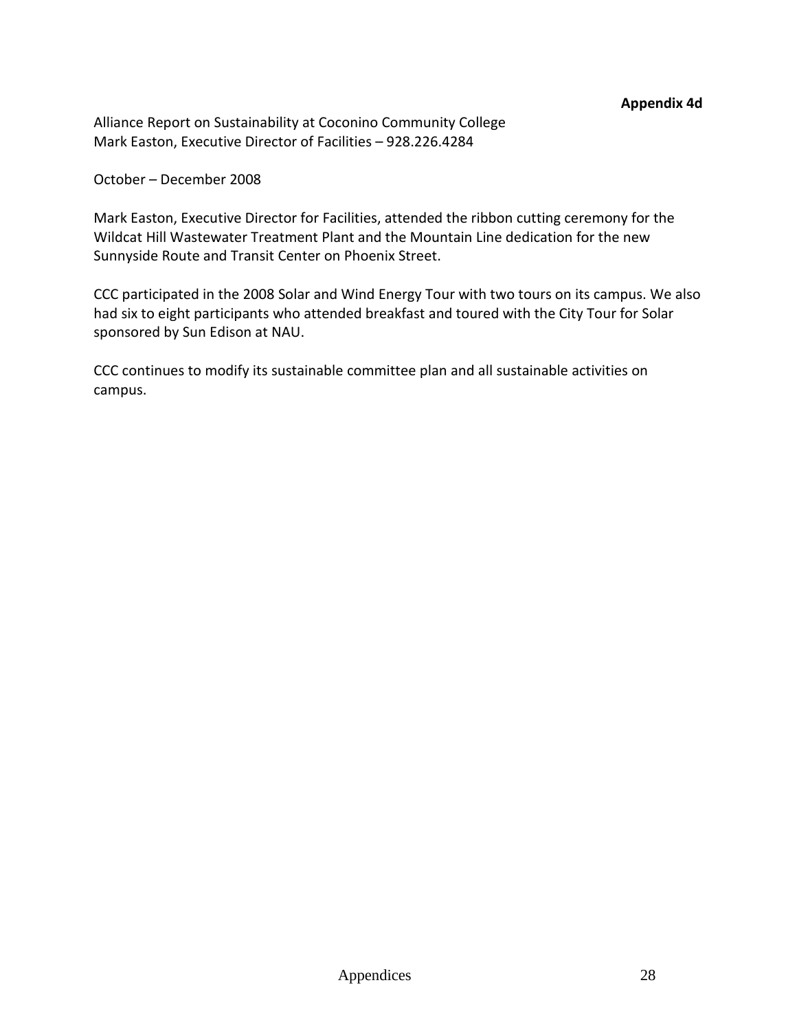**Appendix 4d**

Alliance Report on Sustainability at Coconino Community College
Mark Easton, Executive Director of Facilities – 928.226.4284

October – December 2008

Mark Easton, Executive Director for Facilities, attended the ribbon cutting ceremony for the Wildcat Hill Wastewater Treatment Plant and the Mountain Line dedication for the new Sunnyside Route and Transit Center on Phoenix Street.

CCC participated in the 2008 Solar and Wind Energy Tour with two tours on its campus. We also had six to eight participants who attended breakfast and toured with the City Tour for Solar sponsored by Sun Edison at NAU.

CCC continues to modify its sustainable committee plan and all sustainable activities on campus.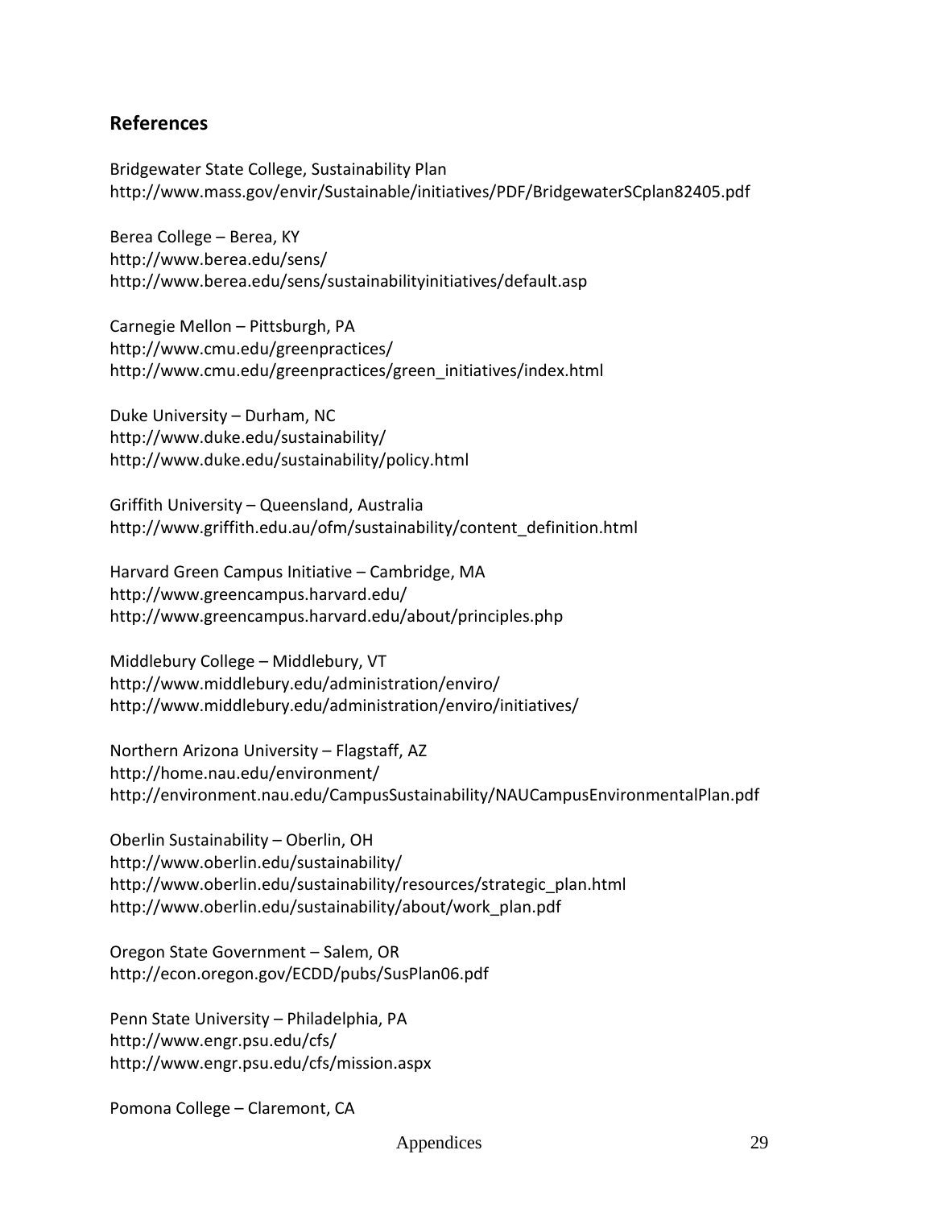## References

Bridgewater State College, Sustainability Plan
http://www.mass.gov/envir/Sustainable/initiatives/PDF/BridgewaterSCplan82405.pdf

Berea College – Berea, KY
http://www.berea.edu/sens/
http://www.berea.edu/sens/sustainabilityinitiatives/default.asp

Carnegie Mellon – Pittsburgh, PA
http://www.cmu.edu/greenpractices/
http://www.cmu.edu/greenpractices/green_initiatives/index.html

Duke University – Durham, NC
http://www.duke.edu/sustainability/
http://www.duke.edu/sustainability/policy.html

Griffith University – Queensland, Australia
http://www.griffith.edu.au/ofm/sustainability/content_definition.html

Harvard Green Campus Initiative – Cambridge, MA
http://www.greencampus.harvard.edu/
http://www.greencampus.harvard.edu/about/principles.php

Middlebury College – Middlebury, VT
http://www.middlebury.edu/administration/enviro/
http://www.middlebury.edu/administration/enviro/initiatives/

Northern Arizona University – Flagstaff, AZ
http://home.nau.edu/environment/
http://environment.nau.edu/CampusSustainability/NAUCampusEnvironmentalPlan.pdf

Oberlin Sustainability – Oberlin, OH
http://www.oberlin.edu/sustainability/
http://www.oberlin.edu/sustainability/resources/strategic_plan.html
http://www.oberlin.edu/sustainability/about/work_plan.pdf

Oregon State Government – Salem, OR
http://econ.oregon.gov/ECDD/pubs/SusPlan06.pdf

Penn State University – Philadelphia, PA
http://www.engr.psu.edu/cfs/
http://www.engr.psu.edu/cfs/mission.aspx

Pomona College – Claremont, CA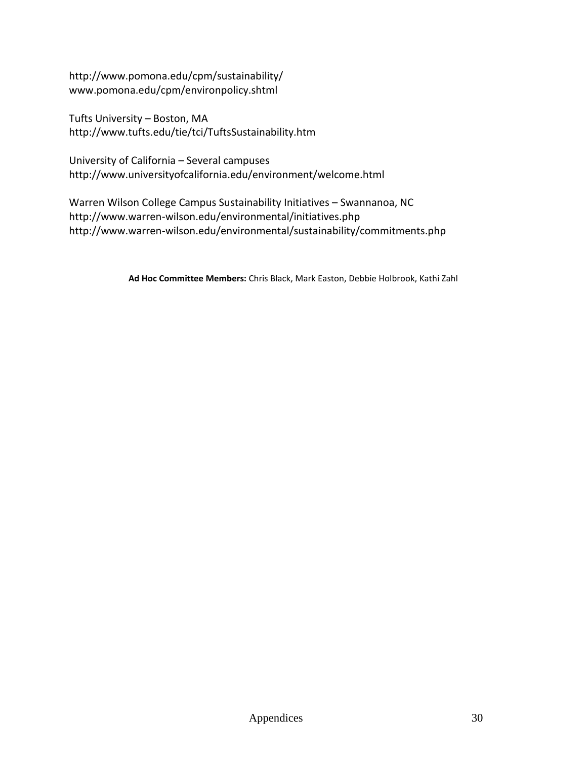http://www.pomona.edu/cpm/sustainability/
www.pomona.edu/cpm/environpolicy.shtml

Tufts University – Boston, MA
http://www.tufts.edu/tie/tci/TuftsSustainability.htm

University of California – Several campuses
http://www.universityofcalifornia.edu/environment/welcome.html

Warren Wilson College Campus Sustainability Initiatives – Swannanoa, NC
http://www.warren-wilson.edu/environmental/initiatives.php
http://www.warren-wilson.edu/environmental/sustainability/commitments.php

**Ad Hoc Committee Members:** Chris Black, Mark Easton, Debbie Holbrook, Kathi Zahl